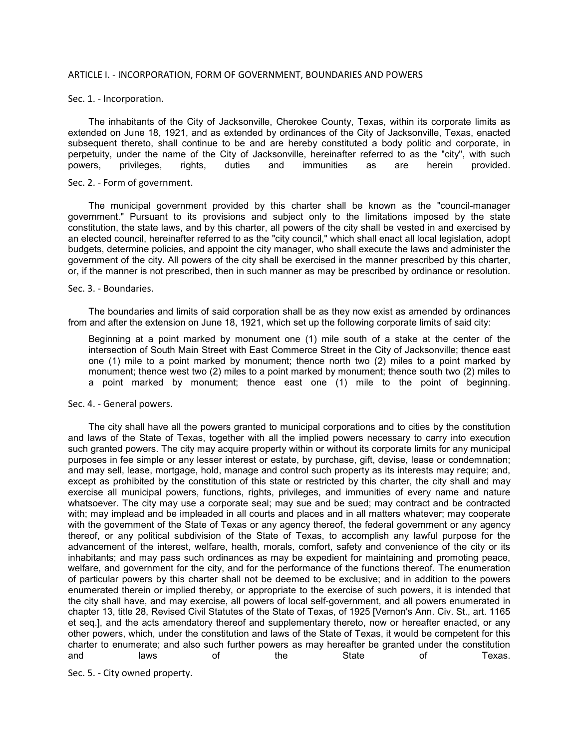# ARTICLE I. - INCORPORATION, FORM OF GOVERNMENT, BOUNDARIES AND POWERS

## Sec. 1. - Incorporation.

The inhabitants of the City of Jacksonville, Cherokee County, Texas, within its corporate limits as extended on June 18, 1921, and as extended by ordinances of the City of Jacksonville, Texas, enacted subsequent thereto, shall continue to be and are hereby constituted a body politic and corporate, in perpetuity, under the name of the City of Jacksonville, hereinafter referred to as the "city", with such powers, privileges, rights, duties and immunities as are herein provided.

## Sec. 2. - Form of government.

The municipal government provided by this charter shall be known as the "council-manager government." Pursuant to its provisions and subject only to the limitations imposed by the state constitution, the state laws, and by this charter, all powers of the city shall be vested in and exercised by an elected council, hereinafter referred to as the "city council," which shall enact all local legislation, adopt budgets, determine policies, and appoint the city manager, who shall execute the laws and administer the government of the city. All powers of the city shall be exercised in the manner prescribed by this charter, or, if the manner is not prescribed, then in such manner as may be prescribed by ordinance or resolution.

## Sec. 3. - Boundaries.

The boundaries and limits of said corporation shall be as they now exist as amended by ordinances from and after the extension on June 18, 1921, which set up the following corporate limits of said city:

> Beginning at a point marked by monument one (1) mile south of a stake at the center of the intersection of South Main Street with East Commerce Street in the City of Jacksonville; thence east one (1) mile to a point marked by monument; thence north two (2) miles to a point marked by monument; thence west two (2) miles to a point marked by monument; thence south two (2) miles to a point marked by monument; thence east one (1) mile to the point of beginning.

## Sec. 4. - General powers.

The city shall have all the powers granted to municipal corporations and to cities by the constitution and laws of the State of Texas, together with all the implied powers necessary to carry into execution such granted powers. The city may acquire property within or without its corporate limits for any municipal purposes in fee simple or any lesser interest or estate, by purchase, gift, devise, lease or condemnation; and may sell, lease, mortgage, hold, manage and control such property as its interests may require; and, except as prohibited by the constitution of this state or restricted by this charter, the city shall and may exercise all municipal powers, functions, rights, privileges, and immunities of every name and nature whatsoever. The city may use a corporate seal; may sue and be sued; may contract and be contracted with; may implead and be impleaded in all courts and places and in all matters whatever; may cooperate with the government of the State of Texas or any agency thereof, the federal government or any agency thereof, or any political subdivision of the State of Texas, to accomplish any lawful purpose for the advancement of the interest, welfare, health, morals, comfort, safety and convenience of the city or its inhabitants; and may pass such ordinances as may be expedient for maintaining and promoting peace, welfare, and government for the city, and for the performance of the functions thereof. The enumeration of particular powers by this charter shall not be deemed to be exclusive; and in addition to the powers enumerated therein or implied thereby, or appropriate to the exercise of such powers, it is intended that the city shall have, and may exercise, all powers of local self-government, and all powers enumerated in chapter 13, title 28, Revised Civil Statutes of the State of Texas, of 1925 [Vernon's Ann. Civ. St., art. 1165 et seq.], and the acts amendatory thereof and supplementary thereto, now or hereafter enacted, or any other powers, which, under the constitution and laws of the State of Texas, it would be competent for this charter to enumerate; and also such further powers as may hereafter be granted under the constitution and laws of the State of Texas.

## Sec. 5. - City owned property.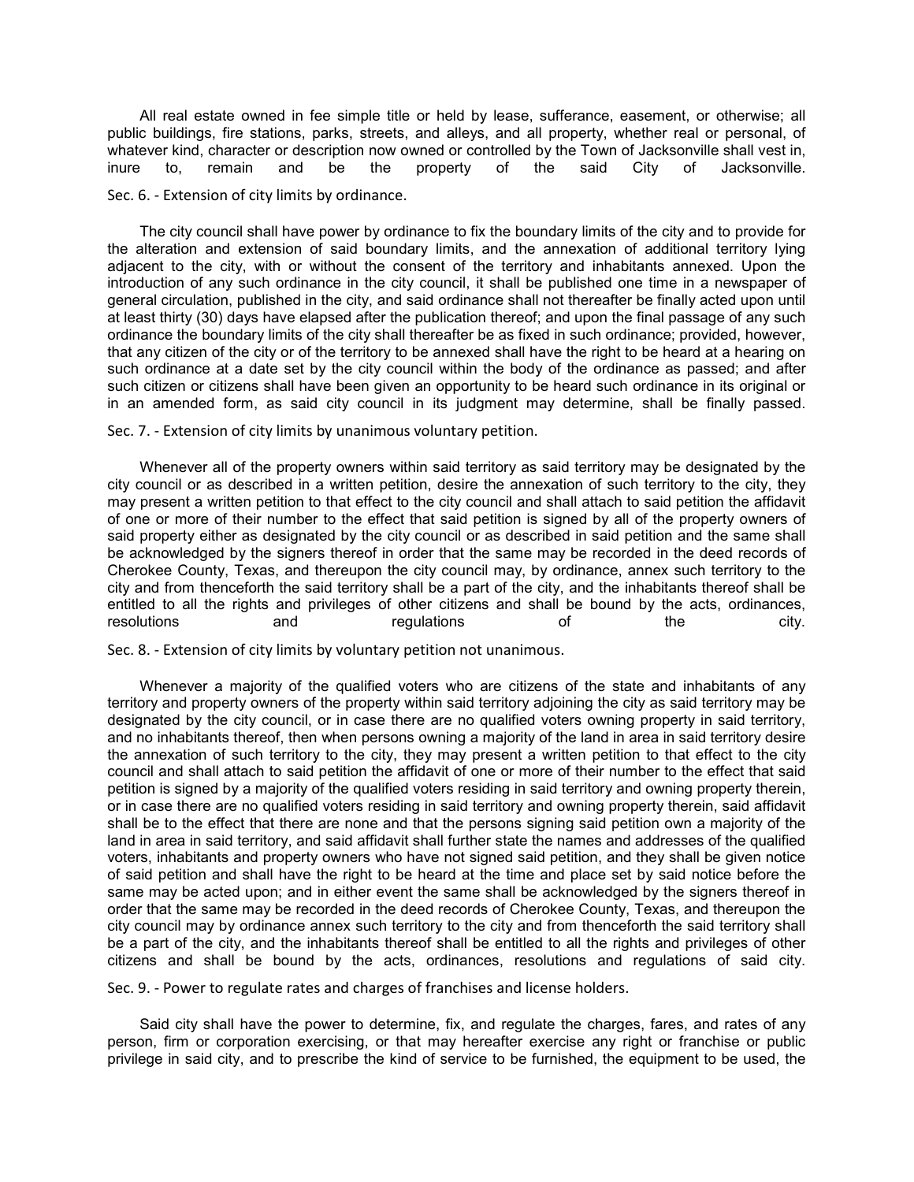All real estate owned in fee simple title or held by lease, sufferance, easement, or otherwise; all public buildings, fire stations, parks, streets, and alleys, and all property, whether real or personal, of whatever kind, character or description now owned or controlled by the Town of Jacksonville shall vest in, inure to, remain and be the property of the said City of Jacksonville.

Sec. 6. - Extension of city limits by ordinance.

The city council shall have power by ordinance to fix the boundary limits of the city and to provide for the alteration and extension of said boundary limits, and the annexation of additional territory lying adjacent to the city, with or without the consent of the territory and inhabitants annexed. Upon the introduction of any such ordinance in the city council, it shall be published one time in a newspaper of general circulation, published in the city, and said ordinance shall not thereafter be finally acted upon until at least thirty (30) days have elapsed after the publication thereof; and upon the final passage of any such ordinance the boundary limits of the city shall thereafter be as fixed in such ordinance; provided, however, that any citizen of the city or of the territory to be annexed shall have the right to be heard at a hearing on such ordinance at a date set by the city council within the body of the ordinance as passed; and after such citizen or citizens shall have been given an opportunity to be heard such ordinance in its original or in an amended form, as said city council in its judgment may determine, shall be finally passed.

Sec. 7. - Extension of city limits by unanimous voluntary petition.

Whenever all of the property owners within said territory as said territory may be designated by the city council or as described in a written petition, desire the annexation of such territory to the city, they may present a written petition to that effect to the city council and shall attach to said petition the affidavit of one or more of their number to the effect that said petition is signed by all of the property owners of said property either as designated by the city council or as described in said petition and the same shall be acknowledged by the signers thereof in order that the same may be recorded in the deed records of Cherokee County, Texas, and thereupon the city council may, by ordinance, annex such territory to the city and from thenceforth the said territory shall be a part of the city, and the inhabitants thereof shall be entitled to all the rights and privileges of other citizens and shall be bound by the acts, ordinances, resolutions and regulations of the city.

Sec. 8. - Extension of city limits by voluntary petition not unanimous.

Whenever a majority of the qualified voters who are citizens of the state and inhabitants of any territory and property owners of the property within said territory adjoining the city as said territory may be designated by the city council, or in case there are no qualified voters owning property in said territory, and no inhabitants thereof, then when persons owning a majority of the land in area in said territory desire the annexation of such territory to the city, they may present a written petition to that effect to the city council and shall attach to said petition the affidavit of one or more of their number to the effect that said petition is signed by a majority of the qualified voters residing in said territory and owning property therein, or in case there are no qualified voters residing in said territory and owning property therein, said affidavit shall be to the effect that there are none and that the persons signing said petition own a majority of the land in area in said territory, and said affidavit shall further state the names and addresses of the qualified voters, inhabitants and property owners who have not signed said petition, and they shall be given notice of said petition and shall have the right to be heard at the time and place set by said notice before the same may be acted upon; and in either event the same shall be acknowledged by the signers thereof in order that the same may be recorded in the deed records of Cherokee County, Texas, and thereupon the city council may by ordinance annex such territory to the city and from thenceforth the said territory shall be a part of the city, and the inhabitants thereof shall be entitled to all the rights and privileges of other citizens and shall be bound by the acts, ordinances, resolutions and regulations of said city.

Sec. 9. - Power to regulate rates and charges of franchises and license holders.

Said city shall have the power to determine, fix, and regulate the charges, fares, and rates of any person, firm or corporation exercising, or that may hereafter exercise any right or franchise or public privilege in said city, and to prescribe the kind of service to be furnished, the equipment to be used, the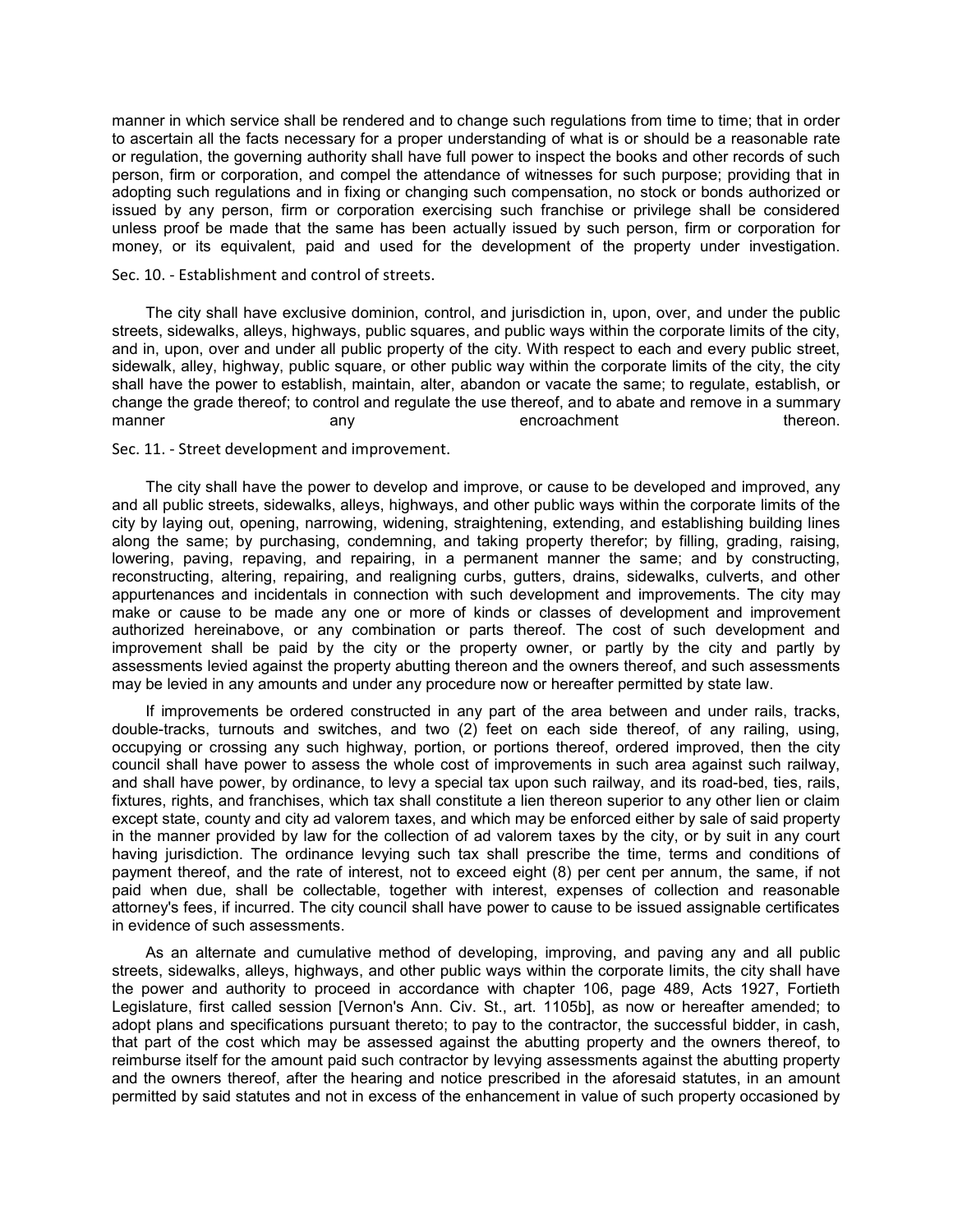manner in which service shall be rendered and to change such regulations from time to time; that in order to ascertain all the facts necessary for a proper understanding of what is or should be a reasonable rate or regulation, the governing authority shall have full power to inspect the books and other records of such person, firm or corporation, and compel the attendance of witnesses for such purpose; providing that in adopting such regulations and in fixing or changing such compensation, no stock or bonds authorized or issued by any person, firm or corporation exercising such franchise or privilege shall be considered unless proof be made that the same has been actually issued by such person, firm or corporation for money, or its equivalent, paid and used for the development of the property under investigation.

Sec. 10. - Establishment and control of streets.

The city shall have exclusive dominion, control, and jurisdiction in, upon, over, and under the public streets, sidewalks, alleys, highways, public squares, and public ways within the corporate limits of the city, and in, upon, over and under all public property of the city. With respect to each and every public street, sidewalk, alley, highway, public square, or other public way within the corporate limits of the city, the city shall have the power to establish, maintain, alter, abandon or vacate the same; to regulate, establish, or change the grade thereof; to control and regulate the use thereof, and to abate and remove in a summary manner any encroachment thereon.

Sec. 11. - Street development and improvement.

The city shall have the power to develop and improve, or cause to be developed and improved, any and all public streets, sidewalks, alleys, highways, and other public ways within the corporate limits of the city by laying out, opening, narrowing, widening, straightening, extending, and establishing building lines along the same; by purchasing, condemning, and taking property therefor; by filling, grading, raising, lowering, paving, repaving, and repairing, in a permanent manner the same; and by constructing, reconstructing, altering, repairing, and realigning curbs, gutters, drains, sidewalks, culverts, and other appurtenances and incidentals in connection with such development and improvements. The city may make or cause to be made any one or more of kinds or classes of development and improvement authorized hereinabove, or any combination or parts thereof. The cost of such development and improvement shall be paid by the city or the property owner, or partly by the city and partly by assessments levied against the property abutting thereon and the owners thereof, and such assessments may be levied in any amounts and under any procedure now or hereafter permitted by state law.

If improvements be ordered constructed in any part of the area between and under rails, tracks, double-tracks, turnouts and switches, and two (2) feet on each side thereof, of any railing, using, occupying or crossing any such highway, portion, or portions thereof, ordered improved, then the city council shall have power to assess the whole cost of improvements in such area against such railway, and shall have power, by ordinance, to levy a special tax upon such railway, and its road-bed, ties, rails, fixtures, rights, and franchises, which tax shall constitute a lien thereon superior to any other lien or claim except state, county and city ad valorem taxes, and which may be enforced either by sale of said property in the manner provided by law for the collection of ad valorem taxes by the city, or by suit in any court having jurisdiction. The ordinance levying such tax shall prescribe the time, terms and conditions of payment thereof, and the rate of interest, not to exceed eight (8) per cent per annum, the same, if not paid when due, shall be collectable, together with interest, expenses of collection and reasonable attorney's fees, if incurred. The city council shall have power to cause to be issued assignable certificates in evidence of such assessments.

As an alternate and cumulative method of developing, improving, and paving any and all public streets, sidewalks, alleys, highways, and other public ways within the corporate limits, the city shall have the power and authority to proceed in accordance with chapter 106, page 489, Acts 1927, Fortieth Legislature, first called session [Vernon's Ann. Civ. St., art. 1105b], as now or hereafter amended; to adopt plans and specifications pursuant thereto; to pay to the contractor, the successful bidder, in cash, that part of the cost which may be assessed against the abutting property and the owners thereof, to reimburse itself for the amount paid such contractor by levying assessments against the abutting property and the owners thereof, after the hearing and notice prescribed in the aforesaid statutes, in an amount permitted by said statutes and not in excess of the enhancement in value of such property occasioned by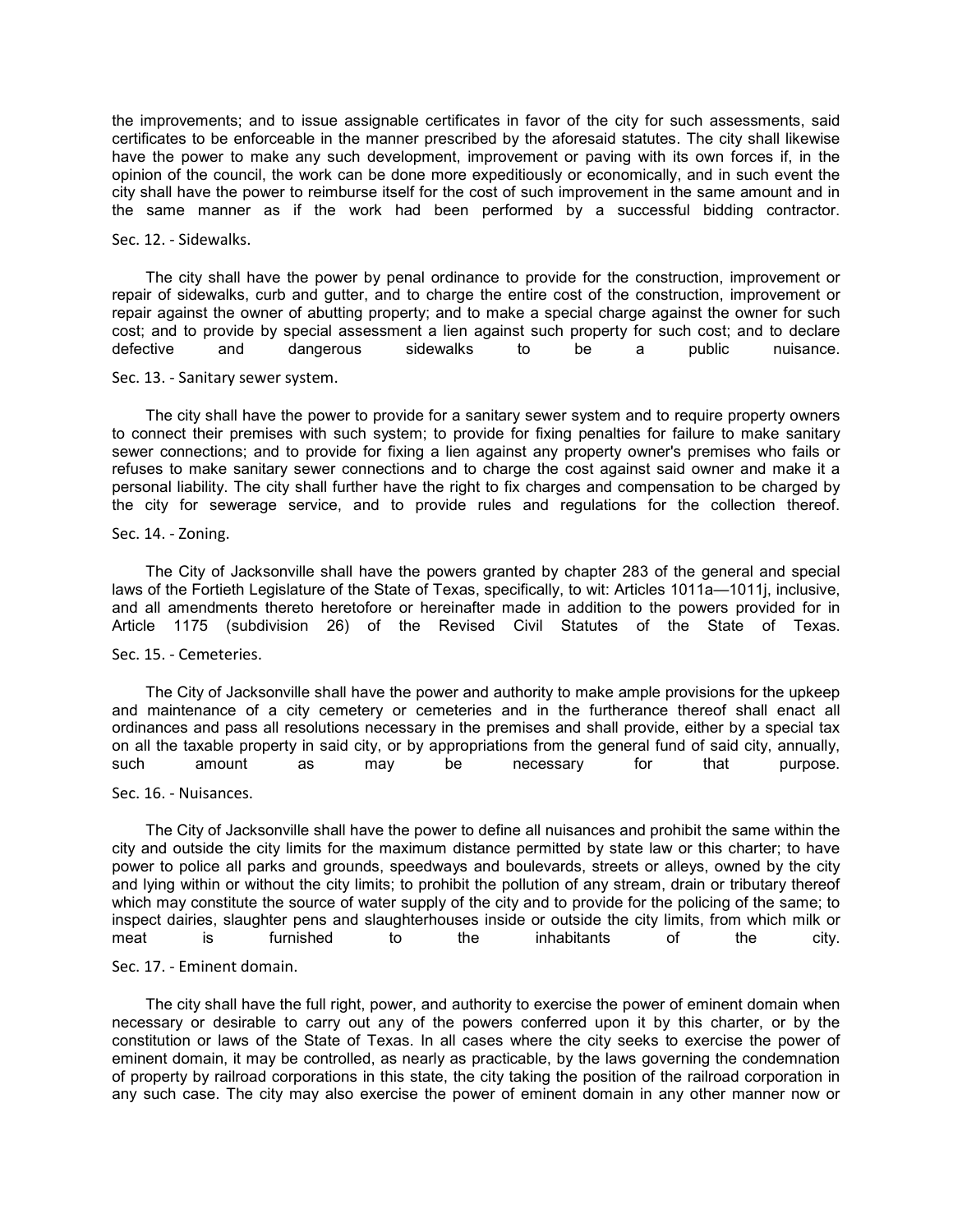the improvements; and to issue assignable certificates in favor of the city for such assessments, said certificates to be enforceable in the manner prescribed by the aforesaid statutes. The city shall likewise have the power to make any such development, improvement or paving with its own forces if, in the opinion of the council, the work can be done more expeditiously or economically, and in such event the city shall have the power to reimburse itself for the cost of such improvement in the same amount and in the same manner as if the work had been performed by a successful bidding contractor.

Sec. 12. - Sidewalks.

The city shall have the power by penal ordinance to provide for the construction, improvement or repair of sidewalks, curb and gutter, and to charge the entire cost of the construction, improvement or repair against the owner of abutting property; and to make a special charge against the owner for such cost; and to provide by special assessment a lien against such property for such cost; and to declare defective and dangerous sidewalks to be a public nuisance.

Sec. 13. - Sanitary sewer system.

The city shall have the power to provide for a sanitary sewer system and to require property owners to connect their premises with such system; to provide for fixing penalties for failure to make sanitary sewer connections; and to provide for fixing a lien against any property owner's premises who fails or refuses to make sanitary sewer connections and to charge the cost against said owner and make it a personal liability. The city shall further have the right to fix charges and compensation to be charged by the city for sewerage service, and to provide rules and regulations for the collection thereof.

Sec. 14. - Zoning.

The City of Jacksonville shall have the powers granted by chapter 283 of the general and special laws of the Fortieth Legislature of the State of Texas, specifically, to wit: Articles 1011a—1011j, inclusive, and all amendments thereto heretofore or hereinafter made in addition to the powers provided for in Article 1175 (subdivision 26) of the Revised Civil Statutes of the State of Texas.

Sec. 15. - Cemeteries.

The City of Jacksonville shall have the power and authority to make ample provisions for the upkeep and maintenance of a city cemetery or cemeteries and in the furtherance thereof shall enact all ordinances and pass all resolutions necessary in the premises and shall provide, either by a special tax on all the taxable property in said city, or by appropriations from the general fund of said city, annually, such amount as may be necessary for that purpose.

Sec. 16. - Nuisances.

The City of Jacksonville shall have the power to define all nuisances and prohibit the same within the city and outside the city limits for the maximum distance permitted by state law or this charter; to have power to police all parks and grounds, speedways and boulevards, streets or alleys, owned by the city and lying within or without the city limits; to prohibit the pollution of any stream, drain or tributary thereof which may constitute the source of water supply of the city and to provide for the policing of the same; to inspect dairies, slaughter pens and slaughterhouses inside or outside the city limits, from which milk or meat is furnished to the inhabitants of the city.

Sec. 17. - Eminent domain.

The city shall have the full right, power, and authority to exercise the power of eminent domain when necessary or desirable to carry out any of the powers conferred upon it by this charter, or by the constitution or laws of the State of Texas. In all cases where the city seeks to exercise the power of eminent domain, it may be controlled, as nearly as practicable, by the laws governing the condemnation of property by railroad corporations in this state, the city taking the position of the railroad corporation in any such case. The city may also exercise the power of eminent domain in any other manner now or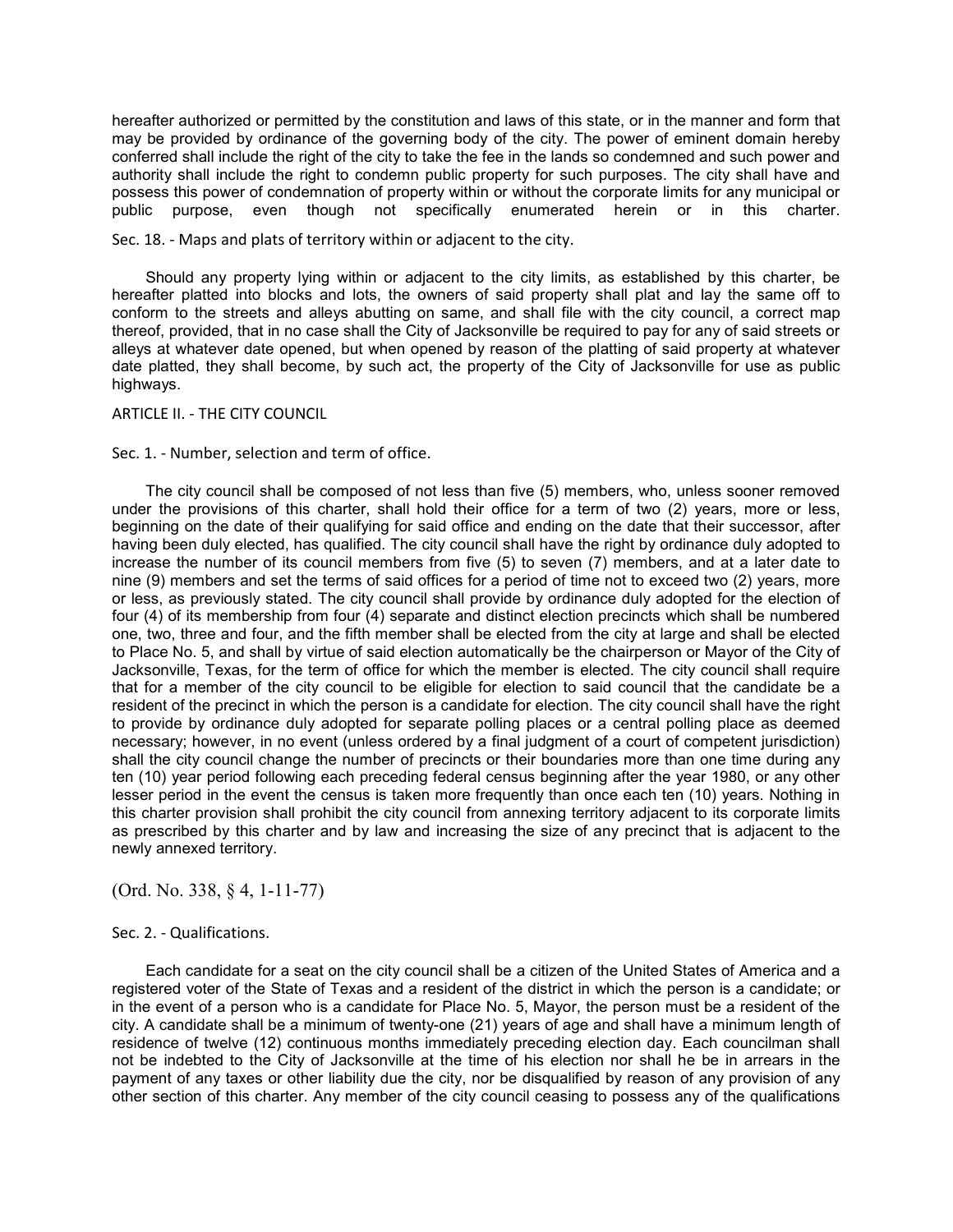hereafter authorized or permitted by the constitution and laws of this state, or in the manner and form that may be provided by ordinance of the governing body of the city. The power of eminent domain hereby conferred shall include the right of the city to take the fee in the lands so condemned and such power and authority shall include the right to condemn public property for such purposes. The city shall have and possess this power of condemnation of property within or without the corporate limits for any municipal or public purpose, even though not specifically enumerated herein or in this charter.

### Sec. 18. - Maps and plats of territory within or adjacent to the city.

Should any property lying within or adjacent to the city limits, as established by this charter, be hereafter platted into blocks and lots, the owners of said property shall plat and lay the same off to conform to the streets and alleys abutting on same, and shall file with the city council, a correct map thereof, provided, that in no case shall the City of Jacksonville be required to pay for any of said streets or alleys at whatever date opened, but when opened by reason of the platting of said property at whatever date platted, they shall become, by such act, the property of the City of Jacksonville for use as public highways.

## ARTICLE II. - THE CITY COUNCIL

### Sec. 1. - Number, selection and term of office.

The city council shall be composed of not less than five (5) members, who, unless sooner removed under the provisions of this charter, shall hold their office for a term of two (2) years, more or less, beginning on the date of their qualifying for said office and ending on the date that their successor, after having been duly elected, has qualified. The city council shall have the right by ordinance duly adopted to increase the number of its council members from five (5) to seven (7) members, and at a later date to nine (9) members and set the terms of said offices for a period of time not to exceed two (2) years, more or less, as previously stated. The city council shall provide by ordinance duly adopted for the election of four (4) of its membership from four (4) separate and distinct election precincts which shall be numbered one, two, three and four, and the fifth member shall be elected from the city at large and shall be elected to Place No. 5, and shall by virtue of said election automatically be the chairperson or Mayor of the City of Jacksonville, Texas, for the term of office for which the member is elected. The city council shall require that for a member of the city council to be eligible for election to said council that the candidate be a resident of the precinct in which the person is a candidate for election. The city council shall have the right to provide by ordinance duly adopted for separate polling places or a central polling place as deemed necessary; however, in no event (unless ordered by a final judgment of a court of competent jurisdiction) shall the city council change the number of precincts or their boundaries more than one time during any ten (10) year period following each preceding federal census beginning after the year 1980, or any other lesser period in the event the census is taken more frequently than once each ten (10) years. Nothing in this charter provision shall prohibit the city council from annexing territory adjacent to its corporate limits as prescribed by this charter and by law and increasing the size of any precinct that is adjacent to the newly annexed territory.

(Ord. No. 338, § 4, 1-11-77)

### Sec. 2. - Qualifications.

Each candidate for a seat on the city council shall be a citizen of the United States of America and a registered voter of the State of Texas and a resident of the district in which the person is a candidate; or in the event of a person who is a candidate for Place No. 5, Mayor, the person must be a resident of the city. A candidate shall be a minimum of twenty-one (21) years of age and shall have a minimum length of residence of twelve (12) continuous months immediately preceding election day. Each councilman shall not be indebted to the City of Jacksonville at the time of his election nor shall he be in arrears in the payment of any taxes or other liability due the city, nor be disqualified by reason of any provision of any other section of this charter. Any member of the city council ceasing to possess any of the qualifications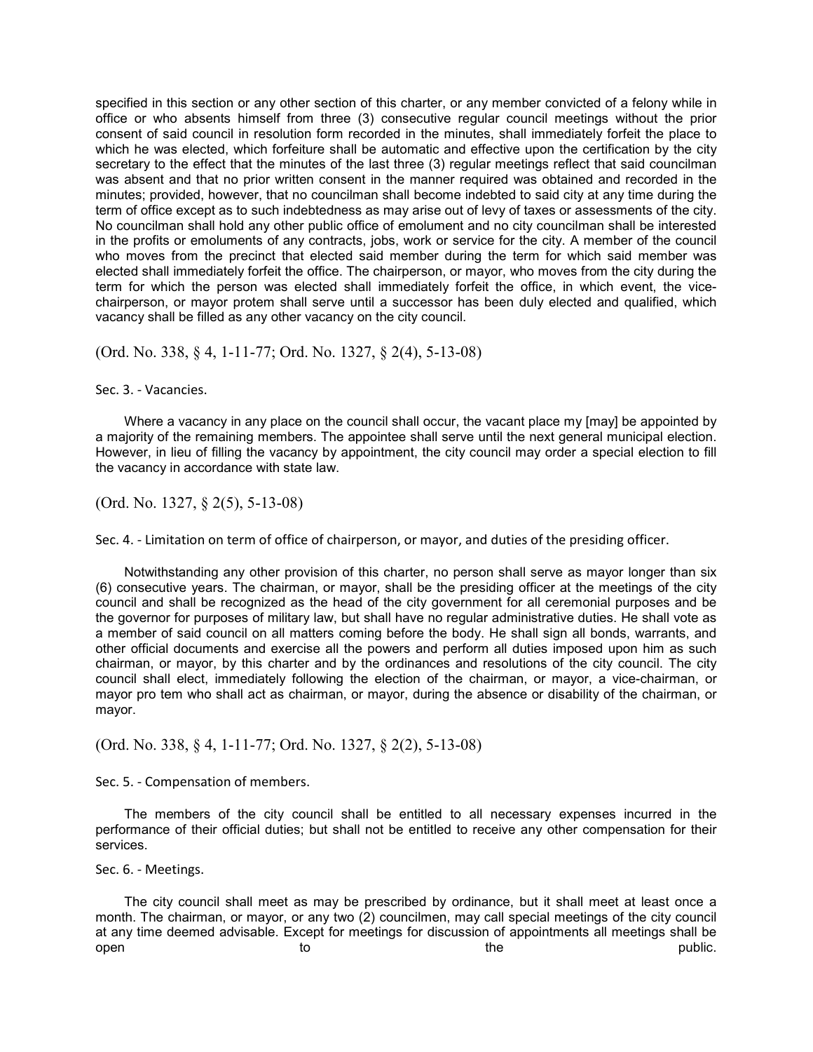specified in this section or any other section of this charter, or any member convicted of a felony while in office or who absents himself from three (3) consecutive regular council meetings without the prior consent of said council in resolution form recorded in the minutes, shall immediately forfeit the place to which he was elected, which forfeiture shall be automatic and effective upon the certification by the city secretary to the effect that the minutes of the last three (3) regular meetings reflect that said councilman was absent and that no prior written consent in the manner required was obtained and recorded in the minutes; provided, however, that no councilman shall become indebted to said city at any time during the term of office except as to such indebtedness as may arise out of levy of taxes or assessments of the city. No councilman shall hold any other public office of emolument and no city councilman shall be interested in the profits or emoluments of any contracts, jobs, work or service for the city. A member of the council who moves from the precinct that elected said member during the term for which said member was elected shall immediately forfeit the office. The chairperson, or mayor, who moves from the city during the term for which the person was elected shall immediately forfeit the office, in which event, the vice-chairperson, or mayor protem shall serve until a successor has been duly elected and qualified, which vacancy shall be filled as any other vacancy on the city council.

(Ord. No. 338, § 4, 1-11-77; Ord. No. 1327, § 2(4), 5-13-08)

Sec. 3. - Vacancies.

Where a vacancy in any place on the council shall occur, the vacant place my [may] be appointed by a majority of the remaining members. The appointee shall serve until the next general municipal election. However, in lieu of filling the vacancy by appointment, the city council may order a special election to fill the vacancy in accordance with state law.

(Ord. No. 1327, § 2(5), 5-13-08)

Sec. 4. - Limitation on term of office of chairperson, or mayor, and duties of the presiding officer.

Notwithstanding any other provision of this charter, no person shall serve as mayor longer than six (6) consecutive years. The chairman, or mayor, shall be the presiding officer at the meetings of the city council and shall be recognized as the head of the city government for all ceremonial purposes and be the governor for purposes of military law, but shall have no regular administrative duties. He shall vote as a member of said council on all matters coming before the body. He shall sign all bonds, warrants, and other official documents and exercise all the powers and perform all duties imposed upon him as such chairman, or mayor, by this charter and by the ordinances and resolutions of the city council. The city council shall elect, immediately following the election of the chairman, or mayor, a vice-chairman, or mayor pro tem who shall act as chairman, or mayor, during the absence or disability of the chairman, or mayor.

(Ord. No. 338, § 4, 1-11-77; Ord. No. 1327, § 2(2), 5-13-08)

Sec. 5. - Compensation of members.

The members of the city council shall be entitled to all necessary expenses incurred in the performance of their official duties; but shall not be entitled to receive any other compensation for their services.

Sec. 6. - Meetings.

The city council shall meet as may be prescribed by ordinance, but it shall meet at least once a month. The chairman, or mayor, or any two (2) councilmen, may call special meetings of the city council at any time deemed advisable. Except for meetings for discussion of appointments all meetings shall be open to the public.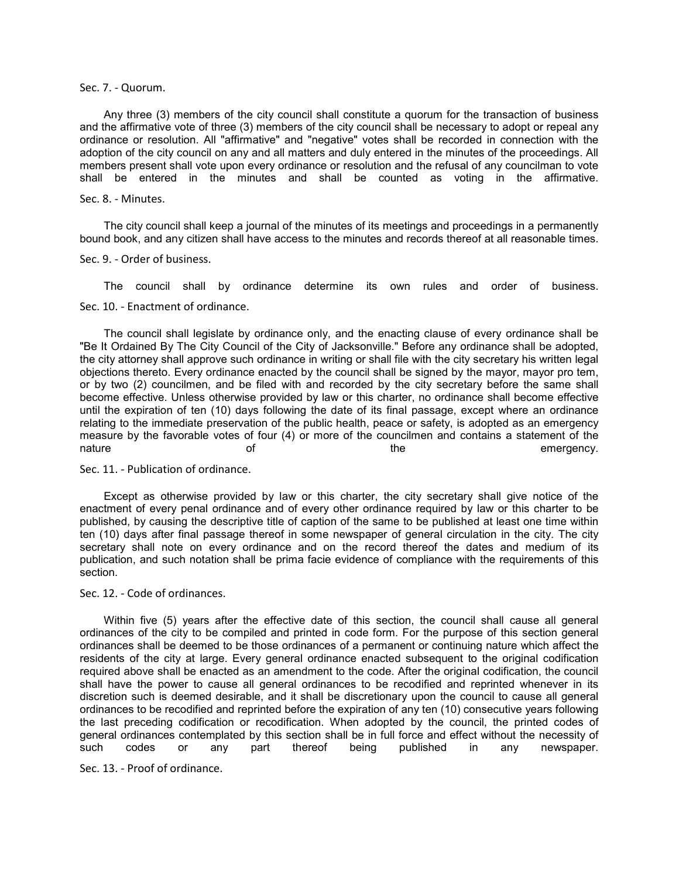Sec. 7. - Quorum.

Any three (3) members of the city council shall constitute a quorum for the transaction of business and the affirmative vote of three (3) members of the city council shall be necessary to adopt or repeal any ordinance or resolution. All "affirmative" and "negative" votes shall be recorded in connection with the adoption of the city council on any and all matters and duly entered in the minutes of the proceedings. All members present shall vote upon every ordinance or resolution and the refusal of any councilman to vote shall be entered in the minutes and shall be counted as voting in the affirmative.

Sec. 8. - Minutes.

The city council shall keep a journal of the minutes of its meetings and proceedings in a permanently bound book, and any citizen shall have access to the minutes and records thereof at all reasonable times.

Sec. 9. - Order of business.

The council shall by ordinance determine its own rules and order of business.

Sec. 10. - Enactment of ordinance.

The council shall legislate by ordinance only, and the enacting clause of every ordinance shall be "Be It Ordained By The City Council of the City of Jacksonville." Before any ordinance shall be adopted, the city attorney shall approve such ordinance in writing or shall file with the city secretary his written legal objections thereto. Every ordinance enacted by the council shall be signed by the mayor, mayor pro tem, or by two (2) councilmen, and be filed with and recorded by the city secretary before the same shall become effective. Unless otherwise provided by law or this charter, no ordinance shall become effective until the expiration of ten (10) days following the date of its final passage, except where an ordinance relating to the immediate preservation of the public health, peace or safety, is adopted as an emergency measure by the favorable votes of four (4) or more of the councilmen and contains a statement of the nature of the emergency.

Sec. 11. - Publication of ordinance.

Except as otherwise provided by law or this charter, the city secretary shall give notice of the enactment of every penal ordinance and of every other ordinance required by law or this charter to be published, by causing the descriptive title of caption of the same to be published at least one time within ten (10) days after final passage thereof in some newspaper of general circulation in the city. The city secretary shall note on every ordinance and on the record thereof the dates and medium of its publication, and such notation shall be prima facie evidence of compliance with the requirements of this section.

Sec. 12. - Code of ordinances.

Within five (5) years after the effective date of this section, the council shall cause all general ordinances of the city to be compiled and printed in code form. For the purpose of this section general ordinances shall be deemed to be those ordinances of a permanent or continuing nature which affect the residents of the city at large. Every general ordinance enacted subsequent to the original codification required above shall be enacted as an amendment to the code. After the original codification, the council shall have the power to cause all general ordinances to be recodified and reprinted whenever in its discretion such is deemed desirable, and it shall be discretionary upon the council to cause all general ordinances to be recodified and reprinted before the expiration of any ten (10) consecutive years following the last preceding codification or recodification. When adopted by the council, the printed codes of general ordinances contemplated by this section shall be in full force and effect without the necessity of such codes or any part thereof being published in any newspaper.

Sec. 13. - Proof of ordinance.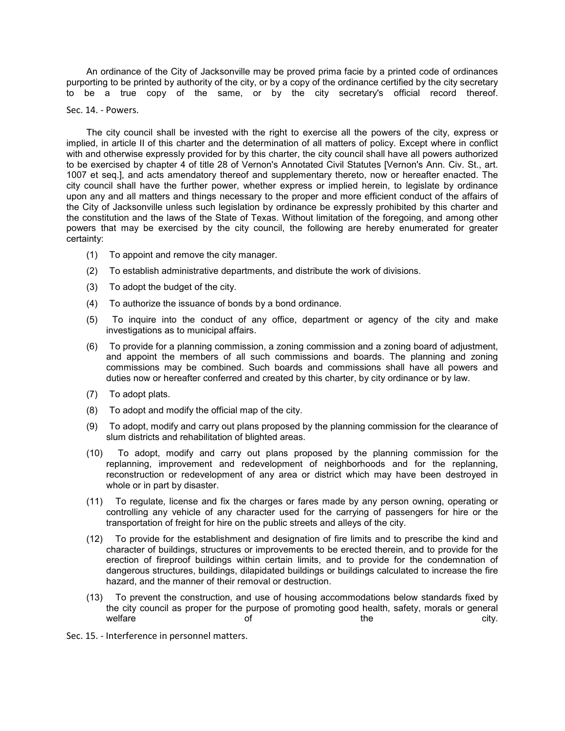An ordinance of the City of Jacksonville may be proved prima facie by a printed code of ordinances purporting to be printed by authority of the city, or by a copy of the ordinance certified by the city secretary to be a true copy of the same, or by the city secretary's official record thereof.

### Sec. 14. - Powers.

The city council shall be invested with the right to exercise all the powers of the city, express or implied, in article II of this charter and the determination of all matters of policy. Except where in conflict with and otherwise expressly provided for by this charter, the city council shall have all powers authorized to be exercised by chapter 4 of title 28 of Vernon's Annotated Civil Statutes [Vernon's Ann. Civ. St., art. 1007 et seq.], and acts amendatory thereof and supplementary thereto, now or hereafter enacted. The city council shall have the further power, whether express or implied herein, to legislate by ordinance upon any and all matters and things necessary to the proper and more efficient conduct of the affairs of the City of Jacksonville unless such legislation by ordinance be expressly prohibited by this charter and the constitution and the laws of the State of Texas. Without limitation of the foregoing, and among other powers that may be exercised by the city council, the following are hereby enumerated for greater certainty:

(1) To appoint and remove the city manager.

(2) To establish administrative departments, and distribute the work of divisions.

(3) To adopt the budget of the city.

(4) To authorize the issuance of bonds by a bond ordinance.

(5) To inquire into the conduct of any office, department or agency of the city and make investigations as to municipal affairs.

(6) To provide for a planning commission, a zoning commission and a zoning board of adjustment, and appoint the members of all such commissions and boards. The planning and zoning commissions may be combined. Such boards and commissions shall have all powers and duties now or hereafter conferred and created by this charter, by city ordinance or by law.

(7) To adopt plats.

(8) To adopt and modify the official map of the city.

(9) To adopt, modify and carry out plans proposed by the planning commission for the clearance of slum districts and rehabilitation of blighted areas.

(10) To adopt, modify and carry out plans proposed by the planning commission for the replanning, improvement and redevelopment of neighborhoods and for the replanning, reconstruction or redevelopment of any area or district which may have been destroyed in whole or in part by disaster.

(11) To regulate, license and fix the charges or fares made by any person owning, operating or controlling any vehicle of any character used for the carrying of passengers for hire or the transportation of freight for hire on the public streets and alleys of the city.

(12) To provide for the establishment and designation of fire limits and to prescribe the kind and character of buildings, structures or improvements to be erected therein, and to provide for the erection of fireproof buildings within certain limits, and to provide for the condemnation of dangerous structures, buildings, dilapidated buildings or buildings calculated to increase the fire hazard, and the manner of their removal or destruction.

(13) To prevent the construction, and use of housing accommodations below standards fixed by the city council as proper for the purpose of promoting good health, safety, morals or general welfare of the city.

### Sec. 15. - Interference in personnel matters.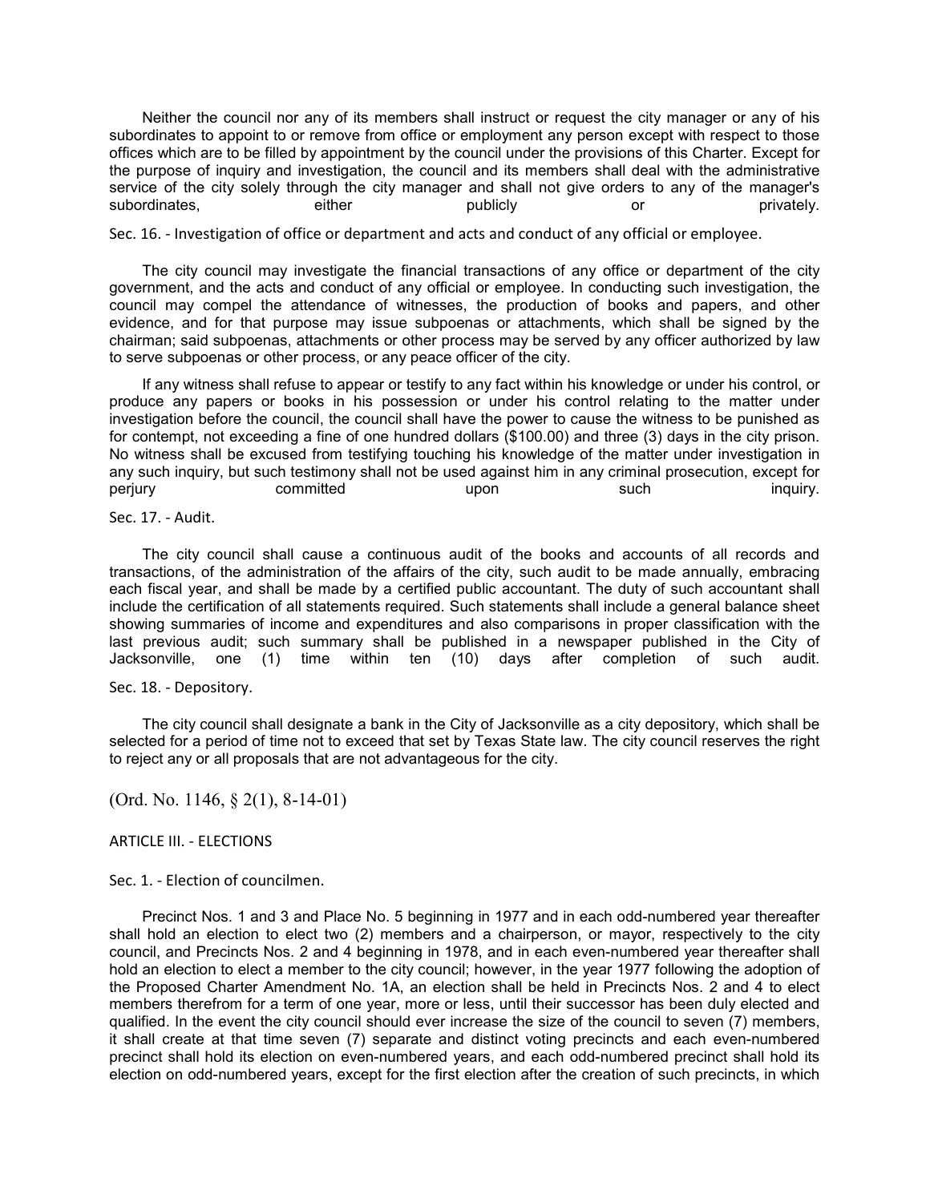Neither the council nor any of its members shall instruct or request the city manager or any of his subordinates to appoint to or remove from office or employment any person except with respect to those offices which are to be filled by appointment by the council under the provisions of this Charter. Except for the purpose of inquiry and investigation, the council and its members shall deal with the administrative service of the city solely through the city manager and shall not give orders to any of the manager's subordinates, either publicly or privately.

### Sec. 16. - Investigation of office or department and acts and conduct of any official or employee.

The city council may investigate the financial transactions of any office or department of the city government, and the acts and conduct of any official or employee. In conducting such investigation, the council may compel the attendance of witnesses, the production of books and papers, and other evidence, and for that purpose may issue subpoenas or attachments, which shall be signed by the chairman; said subpoenas, attachments or other process may be served by any officer authorized by law to serve subpoenas or other process, or any peace officer of the city.

If any witness shall refuse to appear or testify to any fact within his knowledge or under his control, or produce any papers or books in his possession or under his control relating to the matter under investigation before the council, the council shall have the power to cause the witness to be punished as for contempt, not exceeding a fine of one hundred dollars ($100.00) and three (3) days in the city prison. No witness shall be excused from testifying touching his knowledge of the matter under investigation in any such inquiry, but such testimony shall not be used against him in any criminal prosecution, except for perjury committed upon such inquiry.

### Sec. 17. - Audit.

The city council shall cause a continuous audit of the books and accounts of all records and transactions, of the administration of the affairs of the city, such audit to be made annually, embracing each fiscal year, and shall be made by a certified public accountant. The duty of such accountant shall include the certification of all statements required. Such statements shall include a general balance sheet showing summaries of income and expenditures and also comparisons in proper classification with the last previous audit; such summary shall be published in a newspaper published in the City of Jacksonville, one (1) time within ten (10) days after completion of such audit.

### Sec. 18. - Depository.

The city council shall designate a bank in the City of Jacksonville as a city depository, which shall be selected for a period of time not to exceed that set by Texas State law. The city council reserves the right to reject any or all proposals that are not advantageous for the city.

(Ord. No. 1146, § 2(1), 8-14-01)

## ARTICLE III. - ELECTIONS

### Sec. 1. - Election of councilmen.

Precinct Nos. 1 and 3 and Place No. 5 beginning in 1977 and in each odd-numbered year thereafter shall hold an election to elect two (2) members and a chairperson, or mayor, respectively to the city council, and Precincts Nos. 2 and 4 beginning in 1978, and in each even-numbered year thereafter shall hold an election to elect a member to the city council; however, in the year 1977 following the adoption of the Proposed Charter Amendment No. 1A, an election shall be held in Precincts Nos. 2 and 4 to elect members therefrom for a term of one year, more or less, until their successor has been duly elected and qualified. In the event the city council should ever increase the size of the council to seven (7) members, it shall create at that time seven (7) separate and distinct voting precincts and each even-numbered precinct shall hold its election on even-numbered years, and each odd-numbered precinct shall hold its election on odd-numbered years, except for the first election after the creation of such precincts, in which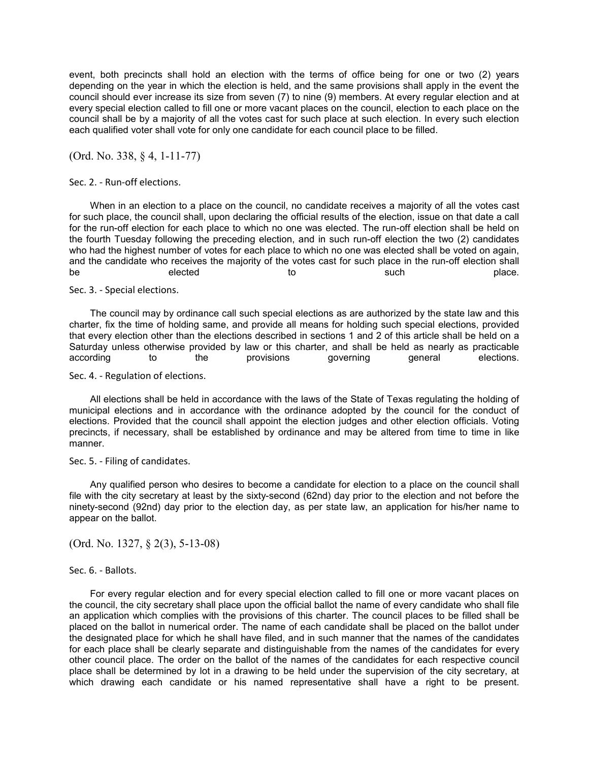event, both precincts shall hold an election with the terms of office being for one or two (2) years depending on the year in which the election is held, and the same provisions shall apply in the event the council should ever increase its size from seven (7) to nine (9) members. At every regular election and at every special election called to fill one or more vacant places on the council, election to each place on the council shall be by a majority of all the votes cast for such place at such election. In every such election each qualified voter shall vote for only one candidate for each council place to be filled.

(Ord. No. 338, § 4, 1-11-77)

Sec. 2. - Run-off elections.

When in an election to a place on the council, no candidate receives a majority of all the votes cast for such place, the council shall, upon declaring the official results of the election, issue on that date a call for the run-off election for each place to which no one was elected. The run-off election shall be held on the fourth Tuesday following the preceding election, and in such run-off election the two (2) candidates who had the highest number of votes for each place to which no one was elected shall be voted on again, and the candidate who receives the majority of the votes cast for such place in the run-off election shall be elected to such place.

Sec. 3. - Special elections.

The council may by ordinance call such special elections as are authorized by the state law and this charter, fix the time of holding same, and provide all means for holding such special elections, provided that every election other than the elections described in sections 1 and 2 of this article shall be held on a Saturday unless otherwise provided by law or this charter, and shall be held as nearly as practicable according to the provisions governing general elections.

Sec. 4. - Regulation of elections.

All elections shall be held in accordance with the laws of the State of Texas regulating the holding of municipal elections and in accordance with the ordinance adopted by the council for the conduct of elections. Provided that the council shall appoint the election judges and other election officials. Voting precincts, if necessary, shall be established by ordinance and may be altered from time to time in like manner.

Sec. 5. - Filing of candidates.

Any qualified person who desires to become a candidate for election to a place on the council shall file with the city secretary at least by the sixty-second (62nd) day prior to the election and not before the ninety-second (92nd) day prior to the election day, as per state law, an application for his/her name to appear on the ballot.

(Ord. No. 1327, § 2(3), 5-13-08)

Sec. 6. - Ballots.

For every regular election and for every special election called to fill one or more vacant places on the council, the city secretary shall place upon the official ballot the name of every candidate who shall file an application which complies with the provisions of this charter. The council places to be filled shall be placed on the ballot in numerical order. The name of each candidate shall be placed on the ballot under the designated place for which he shall have filed, and in such manner that the names of the candidates for each place shall be clearly separate and distinguishable from the names of the candidates for every other council place. The order on the ballot of the names of the candidates for each respective council place shall be determined by lot in a drawing to be held under the supervision of the city secretary, at which drawing each candidate or his named representative shall have a right to be present.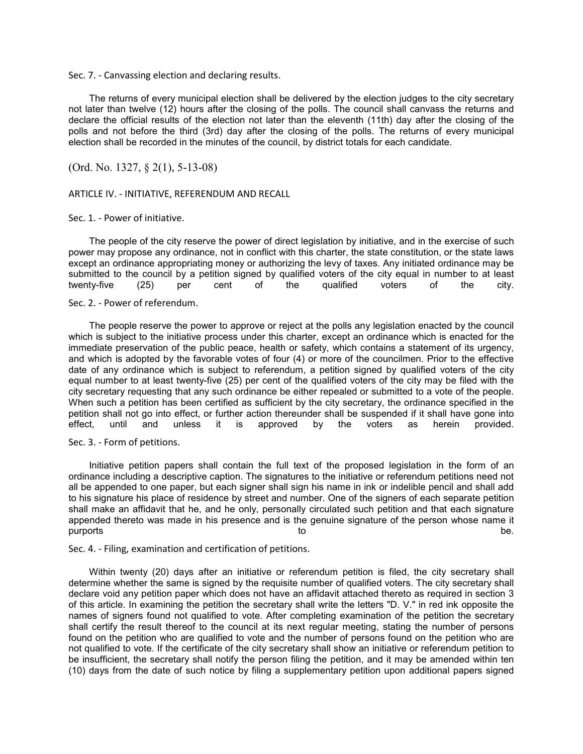### Sec. 7. - Canvassing election and declaring results.

The returns of every municipal election shall be delivered by the election judges to the city secretary not later than twelve (12) hours after the closing of the polls. The council shall canvass the returns and declare the official results of the election not later than the eleventh (11th) day after the closing of the polls and not before the third (3rd) day after the closing of the polls. The returns of every municipal election shall be recorded in the minutes of the council, by district totals for each candidate.

(Ord. No. 1327, § 2(1), 5-13-08)

## ARTICLE IV. - INITIATIVE, REFERENDUM AND RECALL

### Sec. 1. - Power of initiative.

The people of the city reserve the power of direct legislation by initiative, and in the exercise of such power may propose any ordinance, not in conflict with this charter, the state constitution, or the state laws except an ordinance appropriating money or authorizing the levy of taxes. Any initiated ordinance may be submitted to the council by a petition signed by qualified voters of the city equal in number to at least twenty-five (25) per cent of the qualified voters of the city.

### Sec. 2. - Power of referendum.

The people reserve the power to approve or reject at the polls any legislation enacted by the council which is subject to the initiative process under this charter, except an ordinance which is enacted for the immediate preservation of the public peace, health or safety, which contains a statement of its urgency, and which is adopted by the favorable votes of four (4) or more of the councilmen. Prior to the effective date of any ordinance which is subject to referendum, a petition signed by qualified voters of the city equal number to at least twenty-five (25) per cent of the qualified voters of the city may be filed with the city secretary requesting that any such ordinance be either repealed or submitted to a vote of the people. When such a petition has been certified as sufficient by the city secretary, the ordinance specified in the petition shall not go into effect, or further action thereunder shall be suspended if it shall have gone into effect, until and unless it is approved by the voters as herein provided.

### Sec. 3. - Form of petitions.

Initiative petition papers shall contain the full text of the proposed legislation in the form of an ordinance including a descriptive caption. The signatures to the initiative or referendum petitions need not all be appended to one paper, but each signer shall sign his name in ink or indelible pencil and shall add to his signature his place of residence by street and number. One of the signers of each separate petition shall make an affidavit that he, and he only, personally circulated such petition and that each signature appended thereto was made in his presence and is the genuine signature of the person whose name it purports to be.

### Sec. 4. - Filing, examination and certification of petitions.

Within twenty (20) days after an initiative or referendum petition is filed, the city secretary shall determine whether the same is signed by the requisite number of qualified voters. The city secretary shall declare void any petition paper which does not have an affidavit attached thereto as required in section 3 of this article. In examining the petition the secretary shall write the letters "D. V." in red ink opposite the names of signers found not qualified to vote. After completing examination of the petition the secretary shall certify the result thereof to the council at its next regular meeting, stating the number of persons found on the petition who are qualified to vote and the number of persons found on the petition who are not qualified to vote. If the certificate of the city secretary shall show an initiative or referendum petition to be insufficient, the secretary shall notify the person filing the petition, and it may be amended within ten (10) days from the date of such notice by filing a supplementary petition upon additional papers signed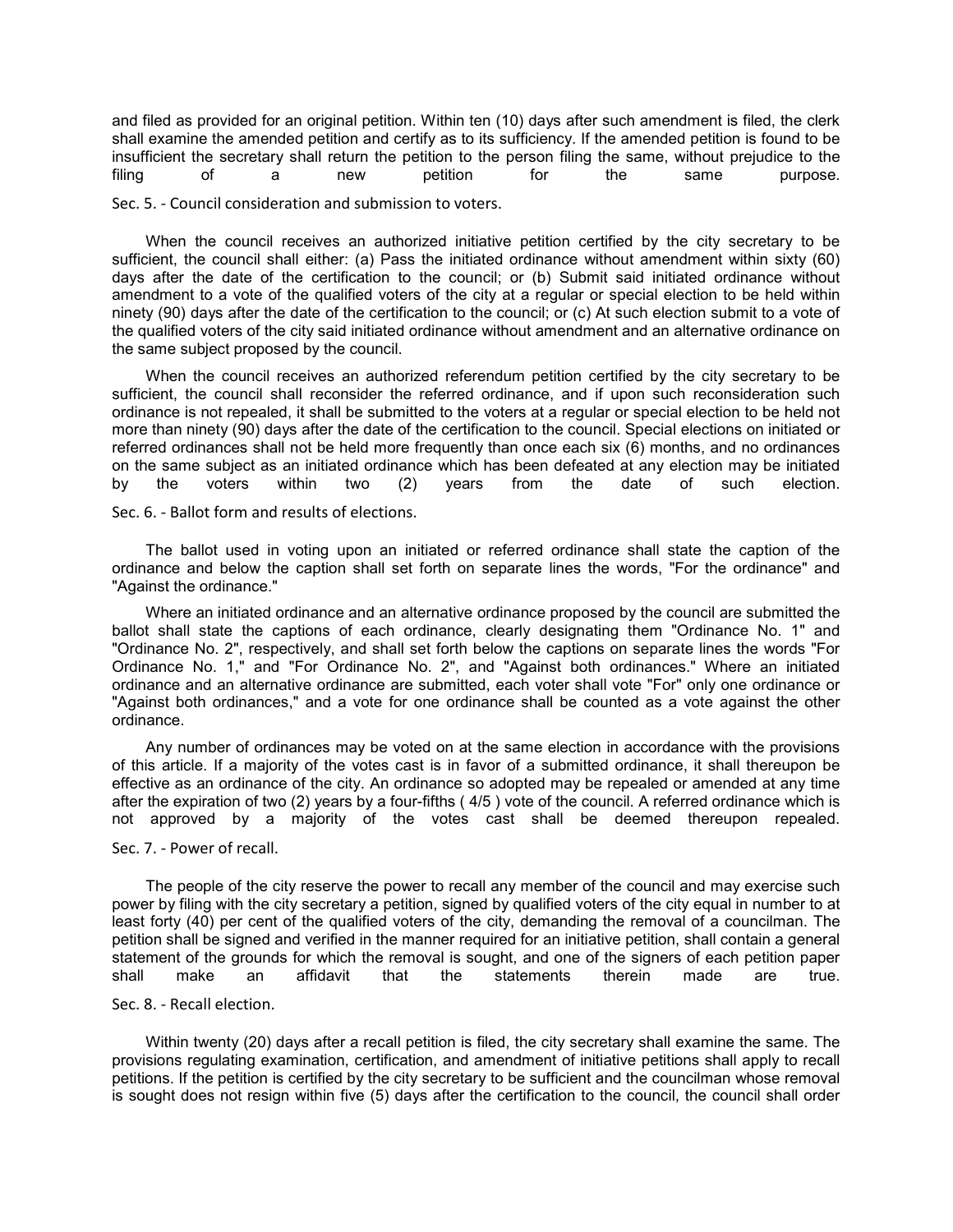and filed as provided for an original petition. Within ten (10) days after such amendment is filed, the clerk shall examine the amended petition and certify as to its sufficiency. If the amended petition is found to be insufficient the secretary shall return the petition to the person filing the same, without prejudice to the filing of a new petition for the same purpose.

Sec. 5. - Council consideration and submission to voters.

When the council receives an authorized initiative petition certified by the city secretary to be sufficient, the council shall either: (a) Pass the initiated ordinance without amendment within sixty (60) days after the date of the certification to the council; or (b) Submit said initiated ordinance without amendment to a vote of the qualified voters of the city at a regular or special election to be held within ninety (90) days after the date of the certification to the council; or (c) At such election submit to a vote of the qualified voters of the city said initiated ordinance without amendment and an alternative ordinance on the same subject proposed by the council.

When the council receives an authorized referendum petition certified by the city secretary to be sufficient, the council shall reconsider the referred ordinance, and if upon such reconsideration such ordinance is not repealed, it shall be submitted to the voters at a regular or special election to be held not more than ninety (90) days after the date of the certification to the council. Special elections on initiated or referred ordinances shall not be held more frequently than once each six (6) months, and no ordinances on the same subject as an initiated ordinance which has been defeated at any election may be initiated by the voters within two (2) years from the date of such election.

Sec. 6. - Ballot form and results of elections.

The ballot used in voting upon an initiated or referred ordinance shall state the caption of the ordinance and below the caption shall set forth on separate lines the words, "For the ordinance" and "Against the ordinance."

Where an initiated ordinance and an alternative ordinance proposed by the council are submitted the ballot shall state the captions of each ordinance, clearly designating them "Ordinance No. 1" and "Ordinance No. 2", respectively, and shall set forth below the captions on separate lines the words "For Ordinance No. 1," and "For Ordinance No. 2", and "Against both ordinances." Where an initiated ordinance and an alternative ordinance are submitted, each voter shall vote "For" only one ordinance or "Against both ordinances," and a vote for one ordinance shall be counted as a vote against the other ordinance.

Any number of ordinances may be voted on at the same election in accordance with the provisions of this article. If a majority of the votes cast is in favor of a submitted ordinance, it shall thereupon be effective as an ordinance of the city. An ordinance so adopted may be repealed or amended at any time after the expiration of two (2) years by a four-fifths ( 4/5 ) vote of the council. A referred ordinance which is not approved by a majority of the votes cast shall be deemed thereupon repealed.

Sec. 7. - Power of recall.

The people of the city reserve the power to recall any member of the council and may exercise such power by filing with the city secretary a petition, signed by qualified voters of the city equal in number to at least forty (40) per cent of the qualified voters of the city, demanding the removal of a councilman. The petition shall be signed and verified in the manner required for an initiative petition, shall contain a general statement of the grounds for which the removal is sought, and one of the signers of each petition paper shall make an affidavit that the statements therein made are true.

Sec. 8. - Recall election.

Within twenty (20) days after a recall petition is filed, the city secretary shall examine the same. The provisions regulating examination, certification, and amendment of initiative petitions shall apply to recall petitions. If the petition is certified by the city secretary to be sufficient and the councilman whose removal is sought does not resign within five (5) days after the certification to the council, the council shall order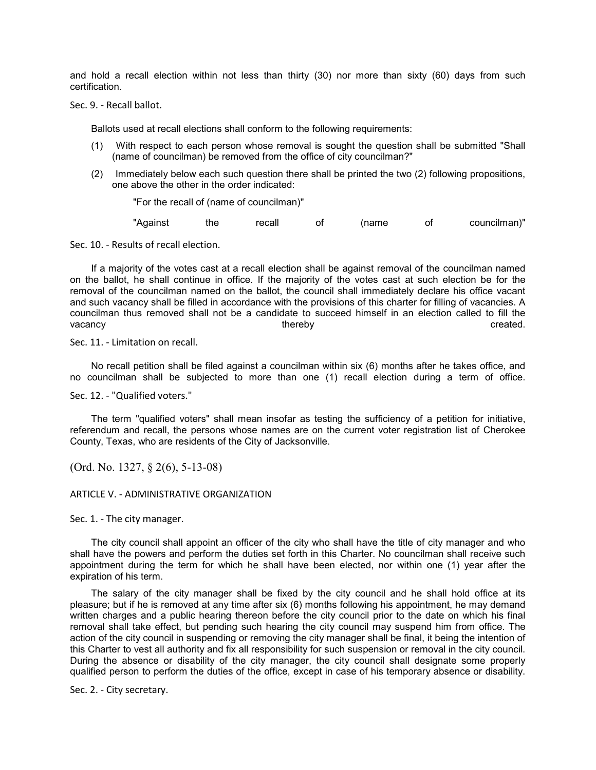and hold a recall election within not less than thirty (30) nor more than sixty (60) days from such certification.

### Sec. 9. - Recall ballot.

Ballots used at recall elections shall conform to the following requirements:

(1) With respect to each person whose removal is sought the question shall be submitted "Shall (name of councilman) be removed from the office of city councilman?"

(2) Immediately below each such question there shall be printed the two (2) following propositions, one above the other in the order indicated:

"For the recall of (name of councilman)"

"Against the recall of (name of councilman)"

### Sec. 10. - Results of recall election.

If a majority of the votes cast at a recall election shall be against removal of the councilman named on the ballot, he shall continue in office. If the majority of the votes cast at such election be for the removal of the councilman named on the ballot, the council shall immediately declare his office vacant and such vacancy shall be filled in accordance with the provisions of this charter for filling of vacancies. A councilman thus removed shall not be a candidate to succeed himself in an election called to fill the vacancy thereby created.

### Sec. 11. - Limitation on recall.

No recall petition shall be filed against a councilman within six (6) months after he takes office, and no councilman shall be subjected to more than one (1) recall election during a term of office.

### Sec. 12. - "Qualified voters."

The term "qualified voters" shall mean insofar as testing the sufficiency of a petition for initiative, referendum and recall, the persons whose names are on the current voter registration list of Cherokee County, Texas, who are residents of the City of Jacksonville.

(Ord. No. 1327, § 2(6), 5-13-08)

## ARTICLE V. - ADMINISTRATIVE ORGANIZATION

### Sec. 1. - The city manager.

The city council shall appoint an officer of the city who shall have the title of city manager and who shall have the powers and perform the duties set forth in this Charter. No councilman shall receive such appointment during the term for which he shall have been elected, nor within one (1) year after the expiration of his term.

The salary of the city manager shall be fixed by the city council and he shall hold office at its pleasure; but if he is removed at any time after six (6) months following his appointment, he may demand written charges and a public hearing thereon before the city council prior to the date on which his final removal shall take effect, but pending such hearing the city council may suspend him from office. The action of the city council in suspending or removing the city manager shall be final, it being the intention of this Charter to vest all authority and fix all responsibility for such suspension or removal in the city council. During the absence or disability of the city manager, the city council shall designate some properly qualified person to perform the duties of the office, except in case of his temporary absence or disability.

### Sec. 2. - City secretary.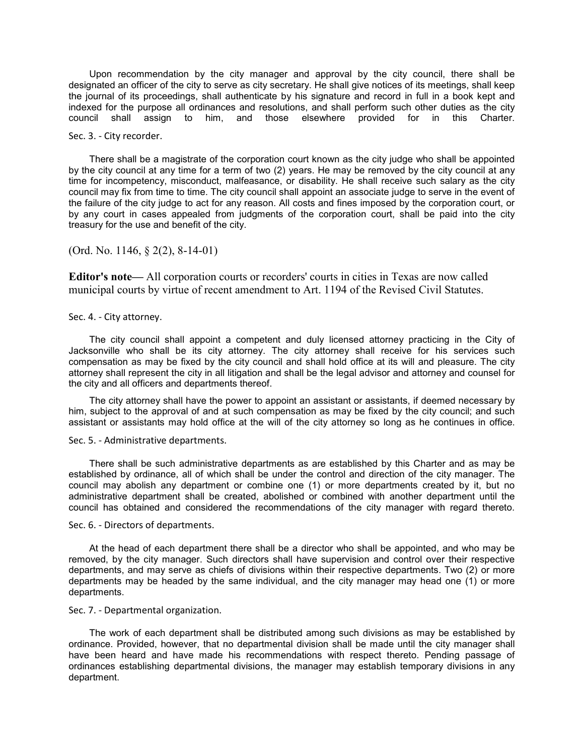Upon recommendation by the city manager and approval by the city council, there shall be designated an officer of the city to serve as city secretary. He shall give notices of its meetings, shall keep the journal of its proceedings, shall authenticate by his signature and record in full in a book kept and indexed for the purpose all ordinances and resolutions, and shall perform such other duties as the city council shall assign to him, and those elsewhere provided for in this Charter.

### Sec. 3. - City recorder.

There shall be a magistrate of the corporation court known as the city judge who shall be appointed by the city council at any time for a term of two (2) years. He may be removed by the city council at any time for incompetency, misconduct, malfeasance, or disability. He shall receive such salary as the city council may fix from time to time. The city council shall appoint an associate judge to serve in the event of the failure of the city judge to act for any reason. All costs and fines imposed by the corporation court, or by any court in cases appealed from judgments of the corporation court, shall be paid into the city treasury for the use and benefit of the city.

(Ord. No. 1146, § 2(2), 8-14-01)

**Editor's note—** All corporation courts or recorders' courts in cities in Texas are now called municipal courts by virtue of recent amendment to Art. 1194 of the Revised Civil Statutes.

### Sec. 4. - City attorney.

The city council shall appoint a competent and duly licensed attorney practicing in the City of Jacksonville who shall be its city attorney. The city attorney shall receive for his services such compensation as may be fixed by the city council and shall hold office at its will and pleasure. The city attorney shall represent the city in all litigation and shall be the legal advisor and attorney and counsel for the city and all officers and departments thereof.

The city attorney shall have the power to appoint an assistant or assistants, if deemed necessary by him, subject to the approval of and at such compensation as may be fixed by the city council; and such assistant or assistants may hold office at the will of the city attorney so long as he continues in office.

### Sec. 5. - Administrative departments.

There shall be such administrative departments as are established by this Charter and as may be established by ordinance, all of which shall be under the control and direction of the city manager. The council may abolish any department or combine one (1) or more departments created by it, but no administrative department shall be created, abolished or combined with another department until the council has obtained and considered the recommendations of the city manager with regard thereto.

### Sec. 6. - Directors of departments.

At the head of each department there shall be a director who shall be appointed, and who may be removed, by the city manager. Such directors shall have supervision and control over their respective departments, and may serve as chiefs of divisions within their respective departments. Two (2) or more departments may be headed by the same individual, and the city manager may head one (1) or more departments.

### Sec. 7. - Departmental organization.

The work of each department shall be distributed among such divisions as may be established by ordinance. Provided, however, that no departmental division shall be made until the city manager shall have been heard and have made his recommendations with respect thereto. Pending passage of ordinances establishing departmental divisions, the manager may establish temporary divisions in any department.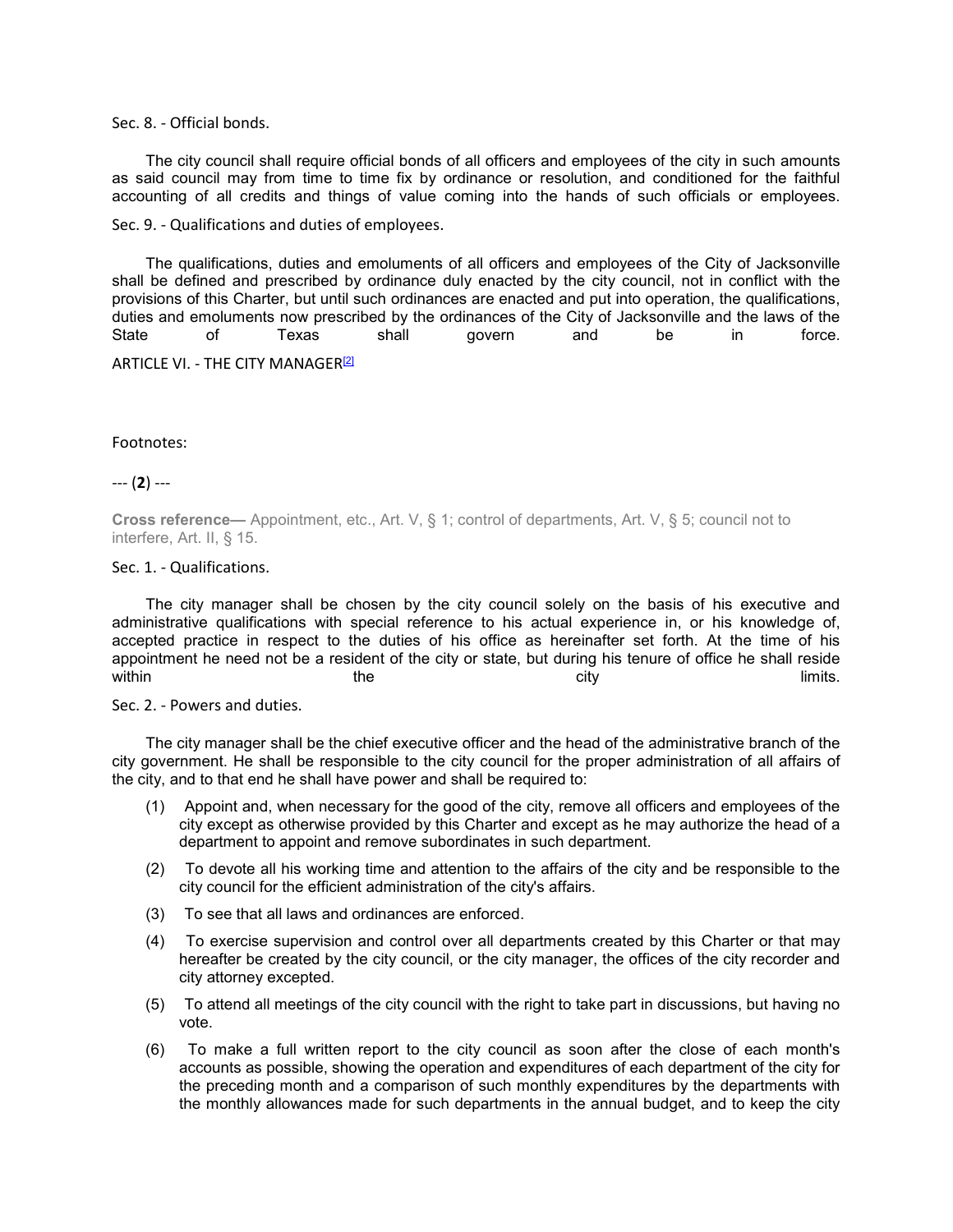### Sec. 8. - Official bonds.

The city council shall require official bonds of all officers and employees of the city in such amounts as said council may from time to time fix by ordinance or resolution, and conditioned for the faithful accounting of all credits and things of value coming into the hands of such officials or employees.

### Sec. 9. - Qualifications and duties of employees.

The qualifications, duties and emoluments of all officers and employees of the City of Jacksonville shall be defined and prescribed by ordinance duly enacted by the city council, not in conflict with the provisions of this Charter, but until such ordinances are enacted and put into operation, the qualifications, duties and emoluments now prescribed by the ordinances of the City of Jacksonville and the laws of the State of Texas shall govern and be in force.

## ARTICLE VI. - THE CITY MANAGER[2]

Footnotes:

--- (**2**) ---

**Cross reference—** Appointment, etc., Art. V, § 1; control of departments, Art. V, § 5; council not to interfere, Art. II, § 15.

### Sec. 1. - Qualifications.

The city manager shall be chosen by the city council solely on the basis of his executive and administrative qualifications with special reference to his actual experience in, or his knowledge of, accepted practice in respect to the duties of his office as hereinafter set forth. At the time of his appointment he need not be a resident of the city or state, but during his tenure of office he shall reside within the city limits.

### Sec. 2. - Powers and duties.

The city manager shall be the chief executive officer and the head of the administrative branch of the city government. He shall be responsible to the city council for the proper administration of all affairs of the city, and to that end he shall have power and shall be required to:

(1) Appoint and, when necessary for the good of the city, remove all officers and employees of the city except as otherwise provided by this Charter and except as he may authorize the head of a department to appoint and remove subordinates in such department.

(2) To devote all his working time and attention to the affairs of the city and be responsible to the city council for the efficient administration of the city's affairs.

(3) To see that all laws and ordinances are enforced.

(4) To exercise supervision and control over all departments created by this Charter or that may hereafter be created by the city council, or the city manager, the offices of the city recorder and city attorney excepted.

(5) To attend all meetings of the city council with the right to take part in discussions, but having no vote.

(6) To make a full written report to the city council as soon after the close of each month's accounts as possible, showing the operation and expenditures of each department of the city for the preceding month and a comparison of such monthly expenditures by the departments with the monthly allowances made for such departments in the annual budget, and to keep the city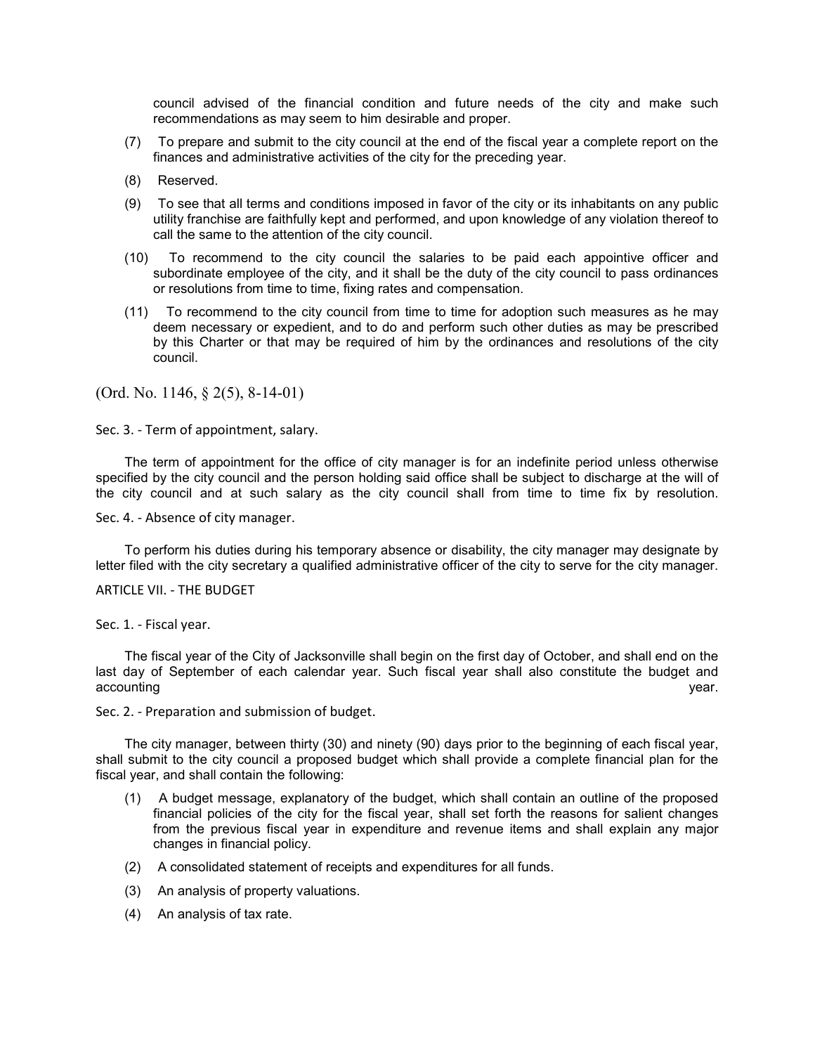council advised of the financial condition and future needs of the city and make such recommendations as may seem to him desirable and proper.

(7) To prepare and submit to the city council at the end of the fiscal year a complete report on the finances and administrative activities of the city for the preceding year.

(8) Reserved.

(9) To see that all terms and conditions imposed in favor of the city or its inhabitants on any public utility franchise are faithfully kept and performed, and upon knowledge of any violation thereof to call the same to the attention of the city council.

(10) To recommend to the city council the salaries to be paid each appointive officer and subordinate employee of the city, and it shall be the duty of the city council to pass ordinances or resolutions from time to time, fixing rates and compensation.

(11) To recommend to the city council from time to time for adoption such measures as he may deem necessary or expedient, and to do and perform such other duties as may be prescribed by this Charter or that may be required of him by the ordinances and resolutions of the city council.

(Ord. No. 1146, § 2(5), 8-14-01)

Sec. 3. - Term of appointment, salary.

The term of appointment for the office of city manager is for an indefinite period unless otherwise specified by the city council and the person holding said office shall be subject to discharge at the will of the city council and at such salary as the city council shall from time to time fix by resolution.

Sec. 4. - Absence of city manager.

To perform his duties during his temporary absence or disability, the city manager may designate by letter filed with the city secretary a qualified administrative officer of the city to serve for the city manager.

ARTICLE VII. - THE BUDGET

Sec. 1. - Fiscal year.

The fiscal year of the City of Jacksonville shall begin on the first day of October, and shall end on the last day of September of each calendar year. Such fiscal year shall also constitute the budget and accounting year.

Sec. 2. - Preparation and submission of budget.

The city manager, between thirty (30) and ninety (90) days prior to the beginning of each fiscal year, shall submit to the city council a proposed budget which shall provide a complete financial plan for the fiscal year, and shall contain the following:

(1) A budget message, explanatory of the budget, which shall contain an outline of the proposed financial policies of the city for the fiscal year, shall set forth the reasons for salient changes from the previous fiscal year in expenditure and revenue items and shall explain any major changes in financial policy.

(2) A consolidated statement of receipts and expenditures for all funds.

(3) An analysis of property valuations.

(4) An analysis of tax rate.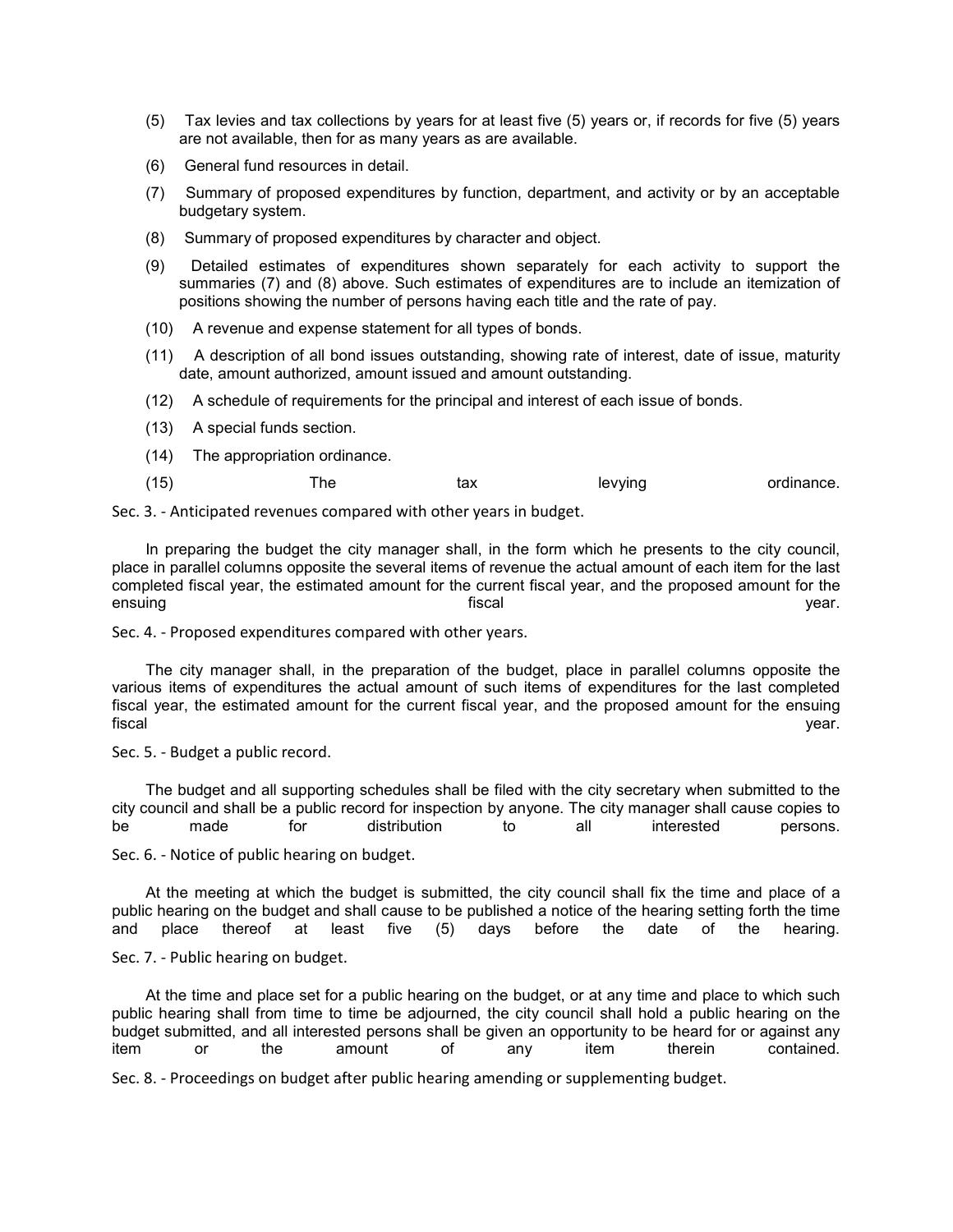(5) Tax levies and tax collections by years for at least five (5) years or, if records for five (5) years are not available, then for as many years as are available.

(6) General fund resources in detail.

(7) Summary of proposed expenditures by function, department, and activity or by an acceptable budgetary system.

(8) Summary of proposed expenditures by character and object.

(9) Detailed estimates of expenditures shown separately for each activity to support the summaries (7) and (8) above. Such estimates of expenditures are to include an itemization of positions showing the number of persons having each title and the rate of pay.

(10) A revenue and expense statement for all types of bonds.

(11) A description of all bond issues outstanding, showing rate of interest, date of issue, maturity date, amount authorized, amount issued and amount outstanding.

(12) A schedule of requirements for the principal and interest of each issue of bonds.

(13) A special funds section.

(14) The appropriation ordinance.

(15) The tax levying ordinance.

Sec. 3. - Anticipated revenues compared with other years in budget.

In preparing the budget the city manager shall, in the form which he presents to the city council, place in parallel columns opposite the several items of revenue the actual amount of each item for the last completed fiscal year, the estimated amount for the current fiscal year, and the proposed amount for the ensuing fiscal year.

Sec. 4. - Proposed expenditures compared with other years.

The city manager shall, in the preparation of the budget, place in parallel columns opposite the various items of expenditures the actual amount of such items of expenditures for the last completed fiscal year, the estimated amount for the current fiscal year, and the proposed amount for the ensuing fiscal year.

Sec. 5. - Budget a public record.

The budget and all supporting schedules shall be filed with the city secretary when submitted to the city council and shall be a public record for inspection by anyone. The city manager shall cause copies to be made for distribution to all interested persons.

Sec. 6. - Notice of public hearing on budget.

At the meeting at which the budget is submitted, the city council shall fix the time and place of a public hearing on the budget and shall cause to be published a notice of the hearing setting forth the time and place thereof at least five (5) days before the date of the hearing.

Sec. 7. - Public hearing on budget.

At the time and place set for a public hearing on the budget, or at any time and place to which such public hearing shall from time to time be adjourned, the city council shall hold a public hearing on the budget submitted, and all interested persons shall be given an opportunity to be heard for or against any item or the amount of any item therein contained.

Sec. 8. - Proceedings on budget after public hearing amending or supplementing budget.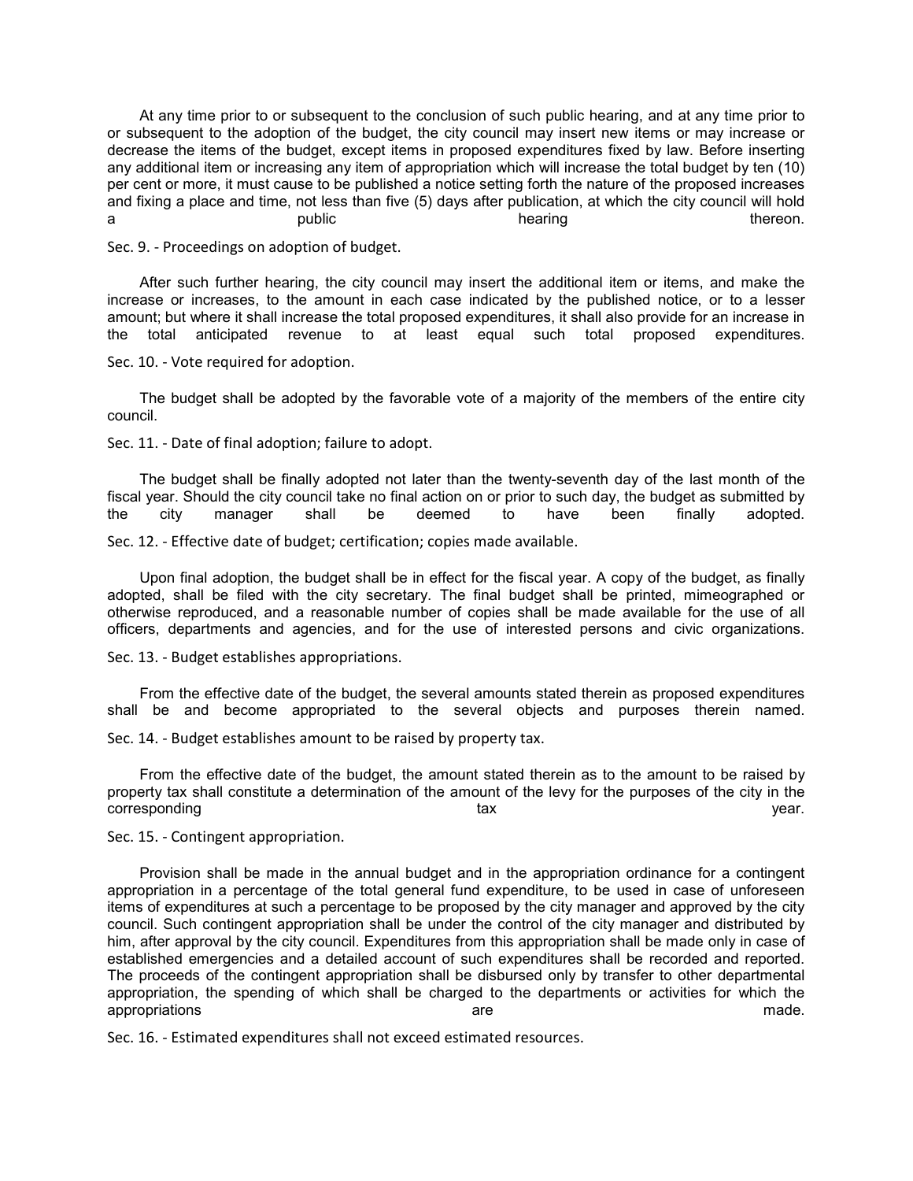At any time prior to or subsequent to the conclusion of such public hearing, and at any time prior to or subsequent to the adoption of the budget, the city council may insert new items or may increase or decrease the items of the budget, except items in proposed expenditures fixed by law. Before inserting any additional item or increasing any item of appropriation which will increase the total budget by ten (10) per cent or more, it must cause to be published a notice setting forth the nature of the proposed increases and fixing a place and time, not less than five (5) days after publication, at which the city council will hold a public hearing thereon.

Sec. 9. - Proceedings on adoption of budget.

After such further hearing, the city council may insert the additional item or items, and make the increase or increases, to the amount in each case indicated by the published notice, or to a lesser amount; but where it shall increase the total proposed expenditures, it shall also provide for an increase in the total anticipated revenue to at least equal such total proposed expenditures.

Sec. 10. - Vote required for adoption.

The budget shall be adopted by the favorable vote of a majority of the members of the entire city council.

Sec. 11. - Date of final adoption; failure to adopt.

The budget shall be finally adopted not later than the twenty-seventh day of the last month of the fiscal year. Should the city council take no final action on or prior to such day, the budget as submitted by the city manager shall be deemed to have been finally adopted.

Sec. 12. - Effective date of budget; certification; copies made available.

Upon final adoption, the budget shall be in effect for the fiscal year. A copy of the budget, as finally adopted, shall be filed with the city secretary. The final budget shall be printed, mimeographed or otherwise reproduced, and a reasonable number of copies shall be made available for the use of all officers, departments and agencies, and for the use of interested persons and civic organizations.

Sec. 13. - Budget establishes appropriations.

From the effective date of the budget, the several amounts stated therein as proposed expenditures shall be and become appropriated to the several objects and purposes therein named.

Sec. 14. - Budget establishes amount to be raised by property tax.

From the effective date of the budget, the amount stated therein as to the amount to be raised by property tax shall constitute a determination of the amount of the levy for the purposes of the city in the corresponding tax year.

Sec. 15. - Contingent appropriation.

Provision shall be made in the annual budget and in the appropriation ordinance for a contingent appropriation in a percentage of the total general fund expenditure, to be used in case of unforeseen items of expenditures at such a percentage to be proposed by the city manager and approved by the city council. Such contingent appropriation shall be under the control of the city manager and distributed by him, after approval by the city council. Expenditures from this appropriation shall be made only in case of established emergencies and a detailed account of such expenditures shall be recorded and reported. The proceeds of the contingent appropriation shall be disbursed only by transfer to other departmental appropriation, the spending of which shall be charged to the departments or activities for which the appropriations are made.

Sec. 16. - Estimated expenditures shall not exceed estimated resources.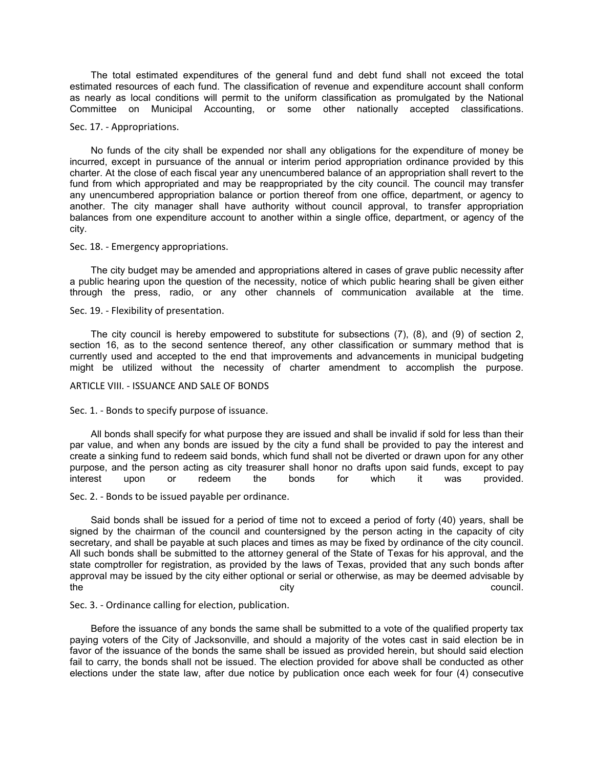The total estimated expenditures of the general fund and debt fund shall not exceed the total estimated resources of each fund. The classification of revenue and expenditure account shall conform as nearly as local conditions will permit to the uniform classification as promulgated by the National Committee on Municipal Accounting, or some other nationally accepted classifications.

Sec. 17. - Appropriations.

No funds of the city shall be expended nor shall any obligations for the expenditure of money be incurred, except in pursuance of the annual or interim period appropriation ordinance provided by this charter. At the close of each fiscal year any unencumbered balance of an appropriation shall revert to the fund from which appropriated and may be reappropriated by the city council. The council may transfer any unencumbered appropriation balance or portion thereof from one office, department, or agency to another. The city manager shall have authority without council approval, to transfer appropriation balances from one expenditure account to another within a single office, department, or agency of the city.

Sec. 18. - Emergency appropriations.

The city budget may be amended and appropriations altered in cases of grave public necessity after a public hearing upon the question of the necessity, notice of which public hearing shall be given either through the press, radio, or any other channels of communication available at the time.

Sec. 19. - Flexibility of presentation.

The city council is hereby empowered to substitute for subsections (7), (8), and (9) of section 2, section 16, as to the second sentence thereof, any other classification or summary method that is currently used and accepted to the end that improvements and advancements in municipal budgeting might be utilized without the necessity of charter amendment to accomplish the purpose.

ARTICLE VIII. - ISSUANCE AND SALE OF BONDS

Sec. 1. - Bonds to specify purpose of issuance.

All bonds shall specify for what purpose they are issued and shall be invalid if sold for less than their par value, and when any bonds are issued by the city a fund shall be provided to pay the interest and create a sinking fund to redeem said bonds, which fund shall not be diverted or drawn upon for any other purpose, and the person acting as city treasurer shall honor no drafts upon said funds, except to pay interest upon or redeem the bonds for which it was provided.

Sec. 2. - Bonds to be issued payable per ordinance.

Said bonds shall be issued for a period of time not to exceed a period of forty (40) years, shall be signed by the chairman of the council and countersigned by the person acting in the capacity of city secretary, and shall be payable at such places and times as may be fixed by ordinance of the city council. All such bonds shall be submitted to the attorney general of the State of Texas for his approval, and the state comptroller for registration, as provided by the laws of Texas, provided that any such bonds after approval may be issued by the city either optional or serial or otherwise, as may be deemed advisable by the city council.

Sec. 3. - Ordinance calling for election, publication.

Before the issuance of any bonds the same shall be submitted to a vote of the qualified property tax paying voters of the City of Jacksonville, and should a majority of the votes cast in said election be in favor of the issuance of the bonds the same shall be issued as provided herein, but should said election fail to carry, the bonds shall not be issued. The election provided for above shall be conducted as other elections under the state law, after due notice by publication once each week for four (4) consecutive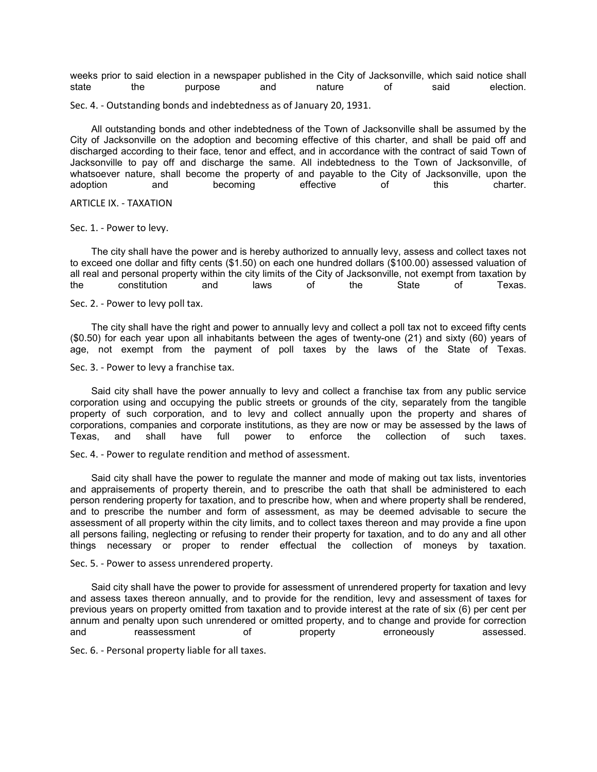weeks prior to said election in a newspaper published in the City of Jacksonville, which said notice shall state the purpose and nature of said election.

Sec. 4. - Outstanding bonds and indebtedness as of January 20, 1931.

All outstanding bonds and other indebtedness of the Town of Jacksonville shall be assumed by the City of Jacksonville on the adoption and becoming effective of this charter, and shall be paid off and discharged according to their face, tenor and effect, and in accordance with the contract of said Town of Jacksonville to pay off and discharge the same. All indebtedness to the Town of Jacksonville, of whatsoever nature, shall become the property of and payable to the City of Jacksonville, upon the adoption and becoming effective of this charter.

## ARTICLE IX. - TAXATION

Sec. 1. - Power to levy.

The city shall have the power and is hereby authorized to annually levy, assess and collect taxes not to exceed one dollar and fifty cents ($1.50) on each one hundred dollars ($100.00) assessed valuation of all real and personal property within the city limits of the City of Jacksonville, not exempt from taxation by the constitution and laws of the State of Texas.

Sec. 2. - Power to levy poll tax.

The city shall have the right and power to annually levy and collect a poll tax not to exceed fifty cents ($0.50) for each year upon all inhabitants between the ages of twenty-one (21) and sixty (60) years of age, not exempt from the payment of poll taxes by the laws of the State of Texas.

Sec. 3. - Power to levy a franchise tax.

Said city shall have the power annually to levy and collect a franchise tax from any public service corporation using and occupying the public streets or grounds of the city, separately from the tangible property of such corporation, and to levy and collect annually upon the property and shares of corporations, companies and corporate institutions, as they are now or may be assessed by the laws of Texas, and shall have full power to enforce the collection of such taxes.

Sec. 4. - Power to regulate rendition and method of assessment.

Said city shall have the power to regulate the manner and mode of making out tax lists, inventories and appraisements of property therein, and to prescribe the oath that shall be administered to each person rendering property for taxation, and to prescribe how, when and where property shall be rendered, and to prescribe the number and form of assessment, as may be deemed advisable to secure the assessment of all property within the city limits, and to collect taxes thereon and may provide a fine upon all persons failing, neglecting or refusing to render their property for taxation, and to do any and all other things necessary or proper to render effectual the collection of moneys by taxation.

Sec. 5. - Power to assess unrendered property.

Said city shall have the power to provide for assessment of unrendered property for taxation and levy and assess taxes thereon annually, and to provide for the rendition, levy and assessment of taxes for previous years on property omitted from taxation and to provide interest at the rate of six (6) per cent per annum and penalty upon such unrendered or omitted property, and to change and provide for correction and reassessment of property erroneously assessed.

Sec. 6. - Personal property liable for all taxes.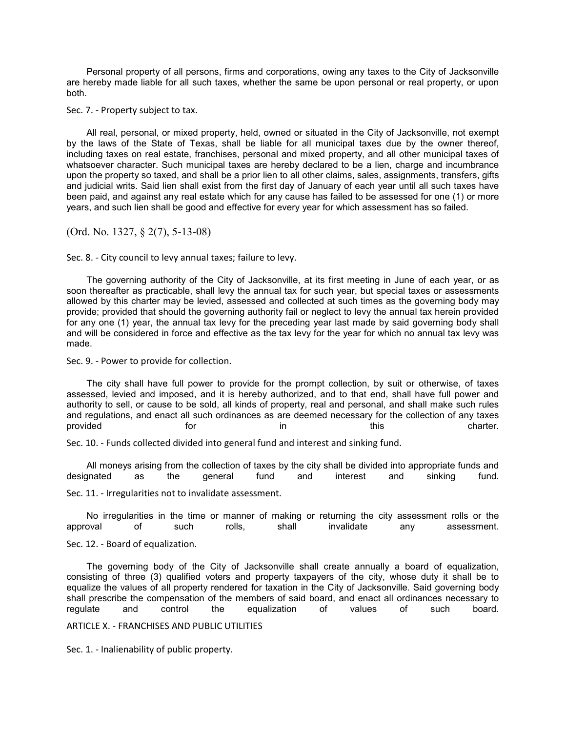Personal property of all persons, firms and corporations, owing any taxes to the City of Jacksonville are hereby made liable for all such taxes, whether the same be upon personal or real property, or upon both.

Sec. 7. - Property subject to tax.

All real, personal, or mixed property, held, owned or situated in the City of Jacksonville, not exempt by the laws of the State of Texas, shall be liable for all municipal taxes due by the owner thereof, including taxes on real estate, franchises, personal and mixed property, and all other municipal taxes of whatsoever character. Such municipal taxes are hereby declared to be a lien, charge and incumbrance upon the property so taxed, and shall be a prior lien to all other claims, sales, assignments, transfers, gifts and judicial writs. Said lien shall exist from the first day of January of each year until all such taxes have been paid, and against any real estate which for any cause has failed to be assessed for one (1) or more years, and such lien shall be good and effective for every year for which assessment has so failed.

(Ord. No. 1327, § 2(7), 5-13-08)

Sec. 8. - City council to levy annual taxes; failure to levy.

The governing authority of the City of Jacksonville, at its first meeting in June of each year, or as soon thereafter as practicable, shall levy the annual tax for such year, but special taxes or assessments allowed by this charter may be levied, assessed and collected at such times as the governing body may provide; provided that should the governing authority fail or neglect to levy the annual tax herein provided for any one (1) year, the annual tax levy for the preceding year last made by said governing body shall and will be considered in force and effective as the tax levy for the year for which no annual tax levy was made.

Sec. 9. - Power to provide for collection.

The city shall have full power to provide for the prompt collection, by suit or otherwise, of taxes assessed, levied and imposed, and it is hereby authorized, and to that end, shall have full power and authority to sell, or cause to be sold, all kinds of property, real and personal, and shall make such rules and regulations, and enact all such ordinances as are deemed necessary for the collection of any taxes provided for in this charter.

Sec. 10. - Funds collected divided into general fund and interest and sinking fund.

All moneys arising from the collection of taxes by the city shall be divided into appropriate funds and designated as the general fund and interest and sinking fund.

Sec. 11. - Irregularities not to invalidate assessment.

No irregularities in the time or manner of making or returning the city assessment rolls or the approval of such rolls, shall invalidate any assessment.

Sec. 12. - Board of equalization.

The governing body of the City of Jacksonville shall create annually a board of equalization, consisting of three (3) qualified voters and property taxpayers of the city, whose duty it shall be to equalize the values of all property rendered for taxation in the City of Jacksonville. Said governing body shall prescribe the compensation of the members of said board, and enact all ordinances necessary to regulate and control the equalization of values of such board.

ARTICLE X. - FRANCHISES AND PUBLIC UTILITIES

Sec. 1. - Inalienability of public property.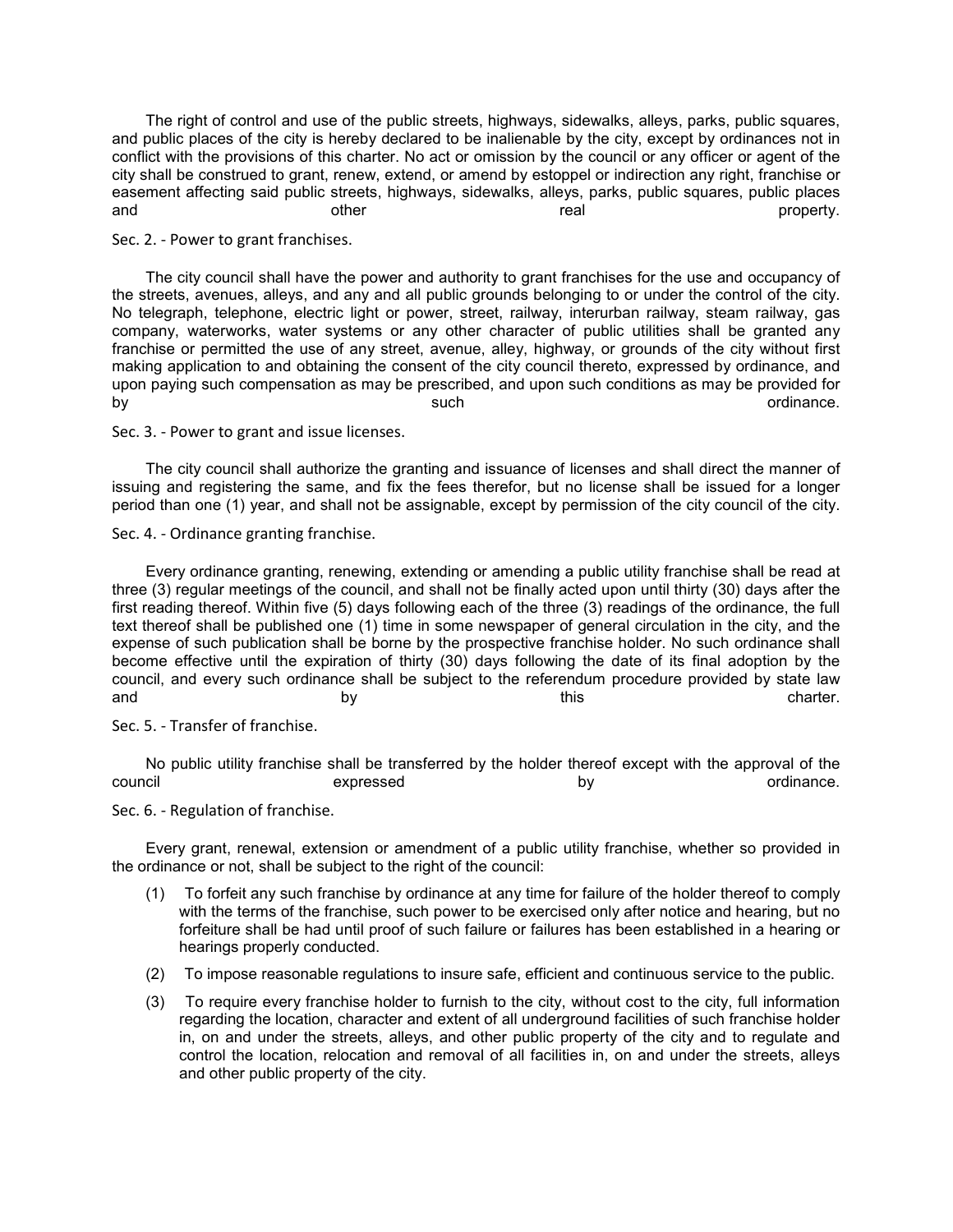The right of control and use of the public streets, highways, sidewalks, alleys, parks, public squares, and public places of the city is hereby declared to be inalienable by the city, except by ordinances not in conflict with the provisions of this charter. No act or omission by the council or any officer or agent of the city shall be construed to grant, renew, extend, or amend by estoppel or indirection any right, franchise or easement affecting said public streets, highways, sidewalks, alleys, parks, public squares, public places and other real property.

Sec. 2. - Power to grant franchises.

The city council shall have the power and authority to grant franchises for the use and occupancy of the streets, avenues, alleys, and any and all public grounds belonging to or under the control of the city. No telegraph, telephone, electric light or power, street, railway, interurban railway, steam railway, gas company, waterworks, water systems or any other character of public utilities shall be granted any franchise or permitted the use of any street, avenue, alley, highway, or grounds of the city without first making application to and obtaining the consent of the city council thereto, expressed by ordinance, and upon paying such compensation as may be prescribed, and upon such conditions as may be provided for by such ordinance.

Sec. 3. - Power to grant and issue licenses.

The city council shall authorize the granting and issuance of licenses and shall direct the manner of issuing and registering the same, and fix the fees therefor, but no license shall be issued for a longer period than one (1) year, and shall not be assignable, except by permission of the city council of the city.

Sec. 4. - Ordinance granting franchise.

Every ordinance granting, renewing, extending or amending a public utility franchise shall be read at three (3) regular meetings of the council, and shall not be finally acted upon until thirty (30) days after the first reading thereof. Within five (5) days following each of the three (3) readings of the ordinance, the full text thereof shall be published one (1) time in some newspaper of general circulation in the city, and the expense of such publication shall be borne by the prospective franchise holder. No such ordinance shall become effective until the expiration of thirty (30) days following the date of its final adoption by the council, and every such ordinance shall be subject to the referendum procedure provided by state law and by this charter.

Sec. 5. - Transfer of franchise.

No public utility franchise shall be transferred by the holder thereof except with the approval of the council expressed by ordinance.

Sec. 6. - Regulation of franchise.

Every grant, renewal, extension or amendment of a public utility franchise, whether so provided in the ordinance or not, shall be subject to the right of the council:

(1) To forfeit any such franchise by ordinance at any time for failure of the holder thereof to comply with the terms of the franchise, such power to be exercised only after notice and hearing, but no forfeiture shall be had until proof of such failure or failures has been established in a hearing or hearings properly conducted.

(2) To impose reasonable regulations to insure safe, efficient and continuous service to the public.

(3) To require every franchise holder to furnish to the city, without cost to the city, full information regarding the location, character and extent of all underground facilities of such franchise holder in, on and under the streets, alleys, and other public property of the city and to regulate and control the location, relocation and removal of all facilities in, on and under the streets, alleys and other public property of the city.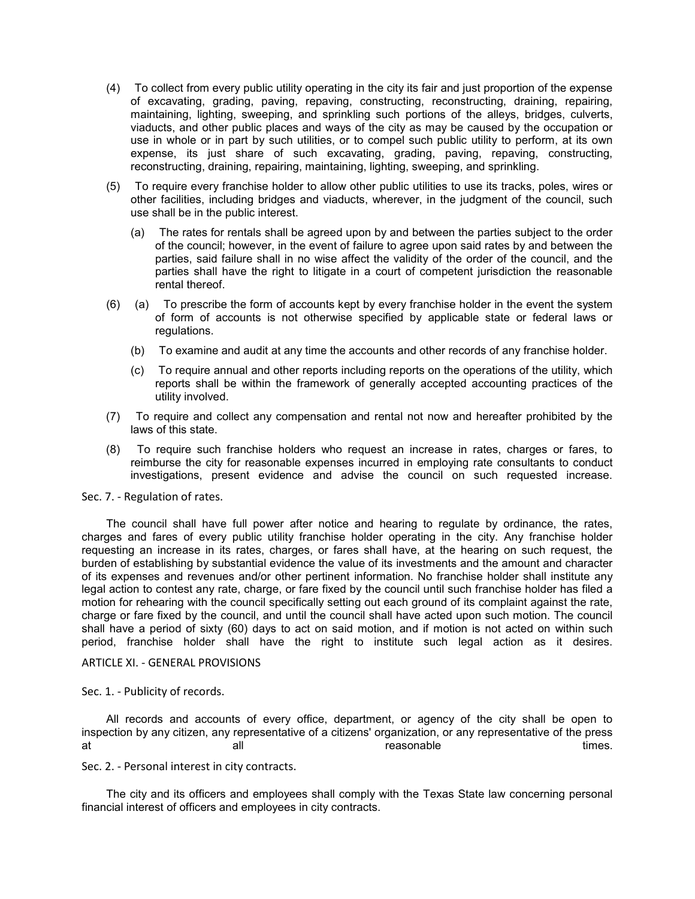(4) To collect from every public utility operating in the city its fair and just proportion of the expense of excavating, grading, paving, repaving, constructing, reconstructing, draining, repairing, maintaining, lighting, sweeping, and sprinkling such portions of the alleys, bridges, culverts, viaducts, and other public places and ways of the city as may be caused by the occupation or use in whole or in part by such utilities, or to compel such public utility to perform, at its own expense, its just share of such excavating, grading, paving, repaving, constructing, reconstructing, draining, repairing, maintaining, lighting, sweeping, and sprinkling.

(5) To require every franchise holder to allow other public utilities to use its tracks, poles, wires or other facilities, including bridges and viaducts, wherever, in the judgment of the council, such use shall be in the public interest.

(a) The rates for rentals shall be agreed upon by and between the parties subject to the order of the council; however, in the event of failure to agree upon said rates by and between the parties, said failure shall in no wise affect the validity of the order of the council, and the parties shall have the right to litigate in a court of competent jurisdiction the reasonable rental thereof.

(6) (a) To prescribe the form of accounts kept by every franchise holder in the event the system of form of accounts is not otherwise specified by applicable state or federal laws or regulations.

(b) To examine and audit at any time the accounts and other records of any franchise holder.

(c) To require annual and other reports including reports on the operations of the utility, which reports shall be within the framework of generally accepted accounting practices of the utility involved.

(7) To require and collect any compensation and rental not now and hereafter prohibited by the laws of this state.

(8) To require such franchise holders who request an increase in rates, charges or fares, to reimburse the city for reasonable expenses incurred in employing rate consultants to conduct investigations, present evidence and advise the council on such requested increase.

Sec. 7. - Regulation of rates.

The council shall have full power after notice and hearing to regulate by ordinance, the rates, charges and fares of every public utility franchise holder operating in the city. Any franchise holder requesting an increase in its rates, charges, or fares shall have, at the hearing on such request, the burden of establishing by substantial evidence the value of its investments and the amount and character of its expenses and revenues and/or other pertinent information. No franchise holder shall institute any legal action to contest any rate, charge, or fare fixed by the council until such franchise holder has filed a motion for rehearing with the council specifically setting out each ground of its complaint against the rate, charge or fare fixed by the council, and until the council shall have acted upon such motion. The council shall have a period of sixty (60) days to act on said motion, and if motion is not acted on within such period, franchise holder shall have the right to institute such legal action as it desires.

ARTICLE XI. - GENERAL PROVISIONS

Sec. 1. - Publicity of records.

All records and accounts of every office, department, or agency of the city shall be open to inspection by any citizen, any representative of a citizens' organization, or any representative of the press at all reasonable times.

Sec. 2. - Personal interest in city contracts.

The city and its officers and employees shall comply with the Texas State law concerning personal financial interest of officers and employees in city contracts.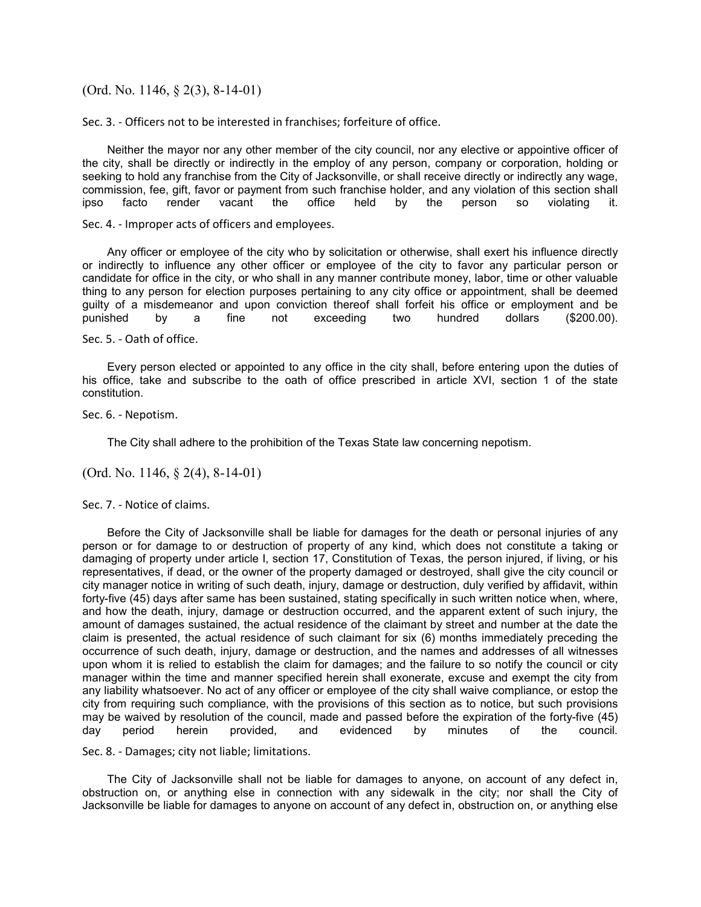(Ord. No. 1146, § 2(3), 8-14-01)

### Sec. 3. - Officers not to be interested in franchises; forfeiture of office.

Neither the mayor nor any other member of the city council, nor any elective or appointive officer of the city, shall be directly or indirectly in the employ of any person, company or corporation, holding or seeking to hold any franchise from the City of Jacksonville, or shall receive directly or indirectly any wage, commission, fee, gift, favor or payment from such franchise holder, and any violation of this section shall ipso facto render vacant the office held by the person so violating it.

### Sec. 4. - Improper acts of officers and employees.

Any officer or employee of the city who by solicitation or otherwise, shall exert his influence directly or indirectly to influence any other officer or employee of the city to favor any particular person or candidate for office in the city, or who shall in any manner contribute money, labor, time or other valuable thing to any person for election purposes pertaining to any city office or appointment, shall be deemed guilty of a misdemeanor and upon conviction thereof shall forfeit his office or employment and be punished by a fine not exceeding two hundred dollars ($200.00).

### Sec. 5. - Oath of office.

Every person elected or appointed to any office in the city shall, before entering upon the duties of his office, take and subscribe to the oath of office prescribed in article XVI, section 1 of the state constitution.

### Sec. 6. - Nepotism.

The City shall adhere to the prohibition of the Texas State law concerning nepotism.

(Ord. No. 1146, § 2(4), 8-14-01)

### Sec. 7. - Notice of claims.

Before the City of Jacksonville shall be liable for damages for the death or personal injuries of any person or for damage to or destruction of property of any kind, which does not constitute a taking or damaging of property under article I, section 17, Constitution of Texas, the person injured, if living, or his representatives, if dead, or the owner of the property damaged or destroyed, shall give the city council or city manager notice in writing of such death, injury, damage or destruction, duly verified by affidavit, within forty-five (45) days after same has been sustained, stating specifically in such written notice when, where, and how the death, injury, damage or destruction occurred, and the apparent extent of such injury, the amount of damages sustained, the actual residence of the claimant by street and number at the date the claim is presented, the actual residence of such claimant for six (6) months immediately preceding the occurrence of such death, injury, damage or destruction, and the names and addresses of all witnesses upon whom it is relied to establish the claim for damages; and the failure to so notify the council or city manager within the time and manner specified herein shall exonerate, excuse and exempt the city from any liability whatsoever. No act of any officer or employee of the city shall waive compliance, or estop the city from requiring such compliance, with the provisions of this section as to notice, but such provisions may be waived by resolution of the council, made and passed before the expiration of the forty-five (45) day period herein provided, and evidenced by minutes of the council.

### Sec. 8. - Damages; city not liable; limitations.

The City of Jacksonville shall not be liable for damages to anyone, on account of any defect in, obstruction on, or anything else in connection with any sidewalk in the city; nor shall the City of Jacksonville be liable for damages to anyone on account of any defect in, obstruction on, or anything else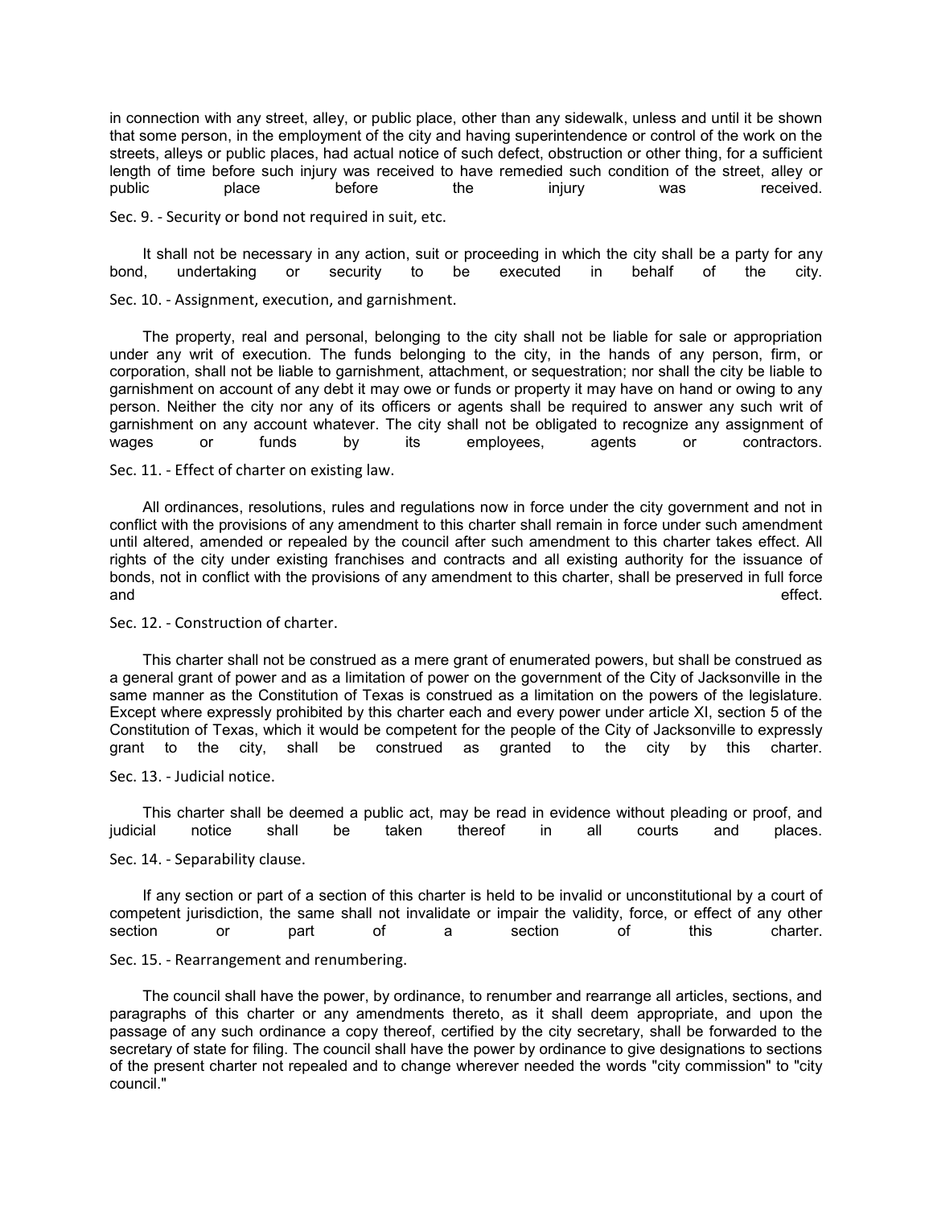in connection with any street, alley, or public place, other than any sidewalk, unless and until it be shown that some person, in the employment of the city and having superintendence or control of the work on the streets, alleys or public places, had actual notice of such defect, obstruction or other thing, for a sufficient length of time before such injury was received to have remedied such condition of the street, alley or public place before the injury was received.

Sec. 9. - Security or bond not required in suit, etc.

It shall not be necessary in any action, suit or proceeding in which the city shall be a party for any bond, undertaking or security to be executed in behalf of the city.

Sec. 10. - Assignment, execution, and garnishment.

The property, real and personal, belonging to the city shall not be liable for sale or appropriation under any writ of execution. The funds belonging to the city, in the hands of any person, firm, or corporation, shall not be liable to garnishment, attachment, or sequestration; nor shall the city be liable to garnishment on account of any debt it may owe or funds or property it may have on hand or owing to any person. Neither the city nor any of its officers or agents shall be required to answer any such writ of garnishment on any account whatever. The city shall not be obligated to recognize any assignment of wages or funds by its employees, agents or contractors.

Sec. 11. - Effect of charter on existing law.

All ordinances, resolutions, rules and regulations now in force under the city government and not in conflict with the provisions of any amendment to this charter shall remain in force under such amendment until altered, amended or repealed by the council after such amendment to this charter takes effect. All rights of the city under existing franchises and contracts and all existing authority for the issuance of bonds, not in conflict with the provisions of any amendment to this charter, shall be preserved in full force and effect.

Sec. 12. - Construction of charter.

This charter shall not be construed as a mere grant of enumerated powers, but shall be construed as a general grant of power and as a limitation of power on the government of the City of Jacksonville in the same manner as the Constitution of Texas is construed as a limitation on the powers of the legislature. Except where expressly prohibited by this charter each and every power under article XI, section 5 of the Constitution of Texas, which it would be competent for the people of the City of Jacksonville to expressly grant to the city, shall be construed as granted to the city by this charter.

Sec. 13. - Judicial notice.

This charter shall be deemed a public act, may be read in evidence without pleading or proof, and judicial notice shall be taken thereof in all courts and places.

Sec. 14. - Separability clause.

If any section or part of a section of this charter is held to be invalid or unconstitutional by a court of competent jurisdiction, the same shall not invalidate or impair the validity, force, or effect of any other section or part of a section of this charter.

Sec. 15. - Rearrangement and renumbering.

The council shall have the power, by ordinance, to renumber and rearrange all articles, sections, and paragraphs of this charter or any amendments thereto, as it shall deem appropriate, and upon the passage of any such ordinance a copy thereof, certified by the city secretary, shall be forwarded to the secretary of state for filing. The council shall have the power by ordinance to give designations to sections of the present charter not repealed and to change wherever needed the words "city commission" to "city council."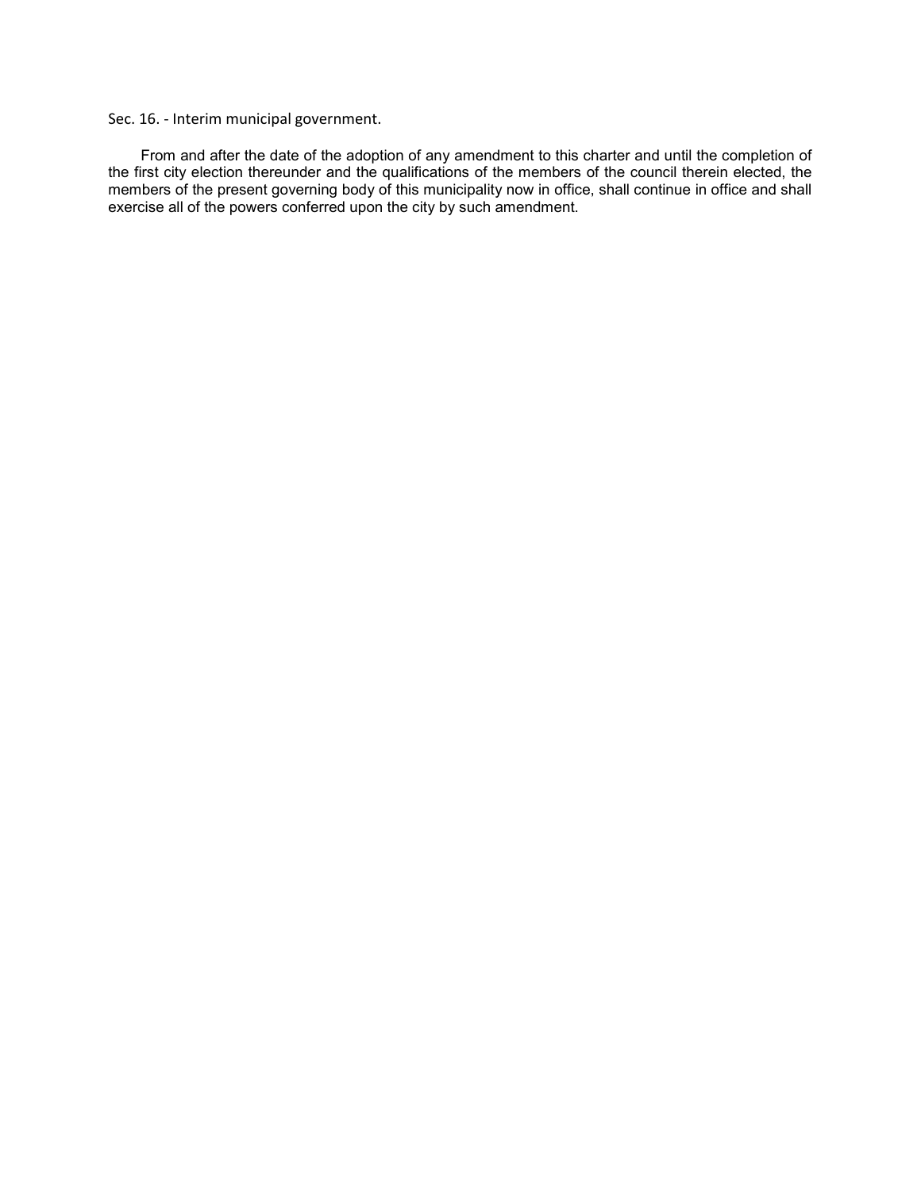Sec. 16. - Interim municipal government.

From and after the date of the adoption of any amendment to this charter and until the completion of the first city election thereunder and the qualifications of the members of the council therein elected, the members of the present governing body of this municipality now in office, shall continue in office and shall exercise all of the powers conferred upon the city by such amendment.